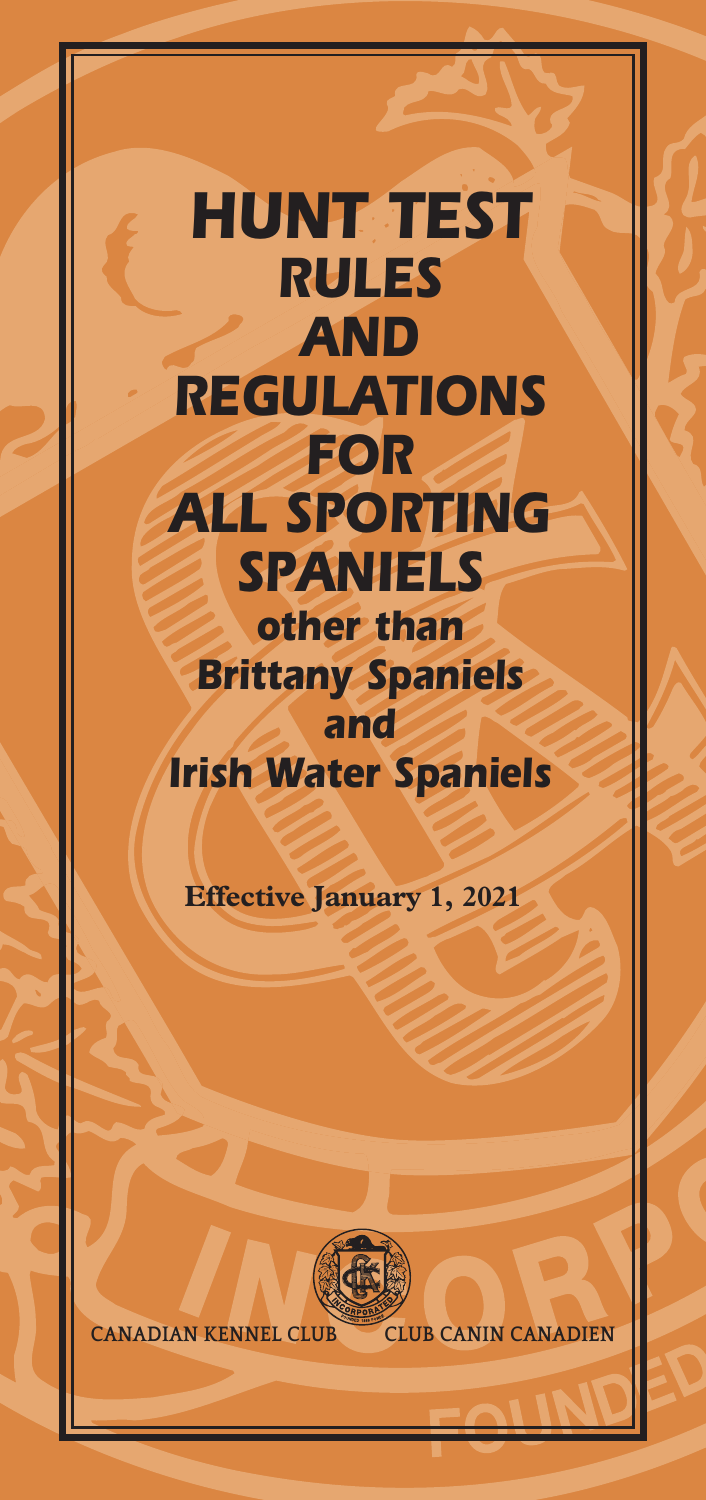# HUNT TEST RULES AND REGULATIONS FOR ALL SPORTING SPANIELS

## other than Brittany Spaniels and Irish Water Spaniels

**Effective January 1, 2021**

CANADIAN KENNEL CLUB CLUB CANIN CANADIEN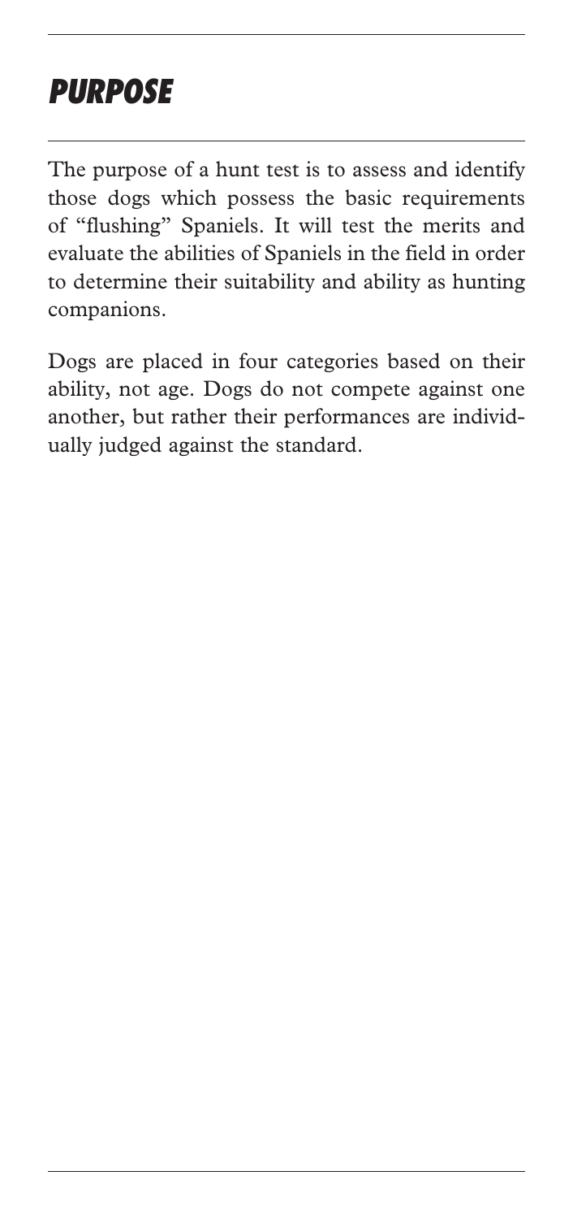# PURPOSE

The purpose of a hunt test is to assess and identify those dogs which possess the basic requirements of "flushing" Spaniels. It will test the merits and evaluate the abilities of Spaniels in the field in order to determine their suitability and ability as hunting companions.

Dogs are placed in four categories based on their ability, not age. Dogs do not compete against one another, but rather their performances are individually judged against the standard.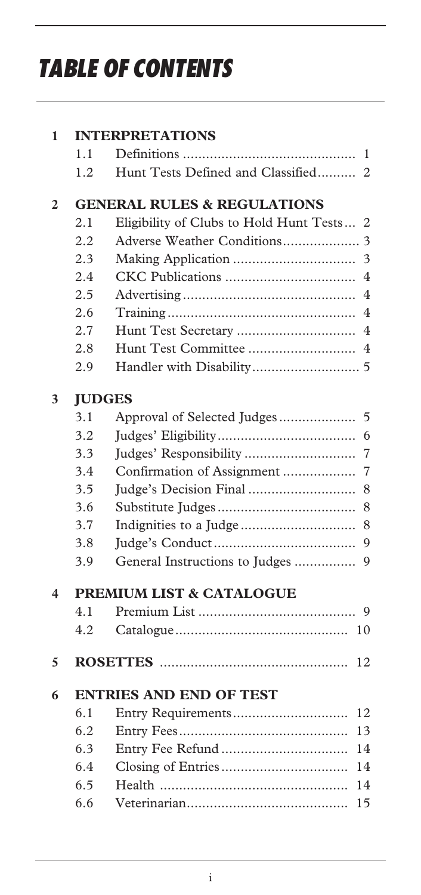# TABLE OF CONTENTS

| | | | |
|---|---|---|---|
| **1** | **INTERPRETATIONS** | | |
| | 1.1 | Definitions | 1 |
| | 1.2 | Hunt Tests Defined and Classified | 2 |
| **2** | **GENERAL RULES & REGULATIONS** | | |
| | 2.1 | Eligibility of Clubs to Hold Hunt Tests | 2 |
| | 2.2 | Adverse Weather Conditions | 3 |
| | 2.3 | Making Application | 3 |
| | 2.4 | CKC Publications | 4 |
| | 2.5 | Advertising | 4 |
| | 2.6 | Training | 4 |
| | 2.7 | Hunt Test Secretary | 4 |
| | 2.8 | Hunt Test Committee | 4 |
| | 2.9 | Handler with Disability | 5 |
| **3** | **JUDGES** | | |
| | 3.1 | Approval of Selected Judges | 5 |
| | 3.2 | Judges' Eligibility | 6 |
| | 3.3 | Judges' Responsibility | 7 |
| | 3.4 | Confirmation of Assignment | 7 |
| | 3.5 | Judge's Decision Final | 8 |
| | 3.6 | Substitute Judges | 8 |
| | 3.7 | Indignities to a Judge | 8 |
| | 3.8 | Judge's Conduct | 9 |
| | 3.9 | General Instructions to Judges | 9 |
| **4** | **PREMIUM LIST & CATALOGUE** | | |
| | 4.1 | Premium List | 9 |
| | 4.2 | Catalogue | 10 |
| **5** | **ROSETTES** | | 12 |
| **6** | **ENTRIES AND END OF TEST** | | |
| | 6.1 | Entry Requirements | 12 |
| | 6.2 | Entry Fees | 13 |
| | 6.3 | Entry Fee Refund | 14 |
| | 6.4 | Closing of Entries | 14 |
| | 6.5 | Health | 14 |
| | 6.6 | Veterinarian | 15 |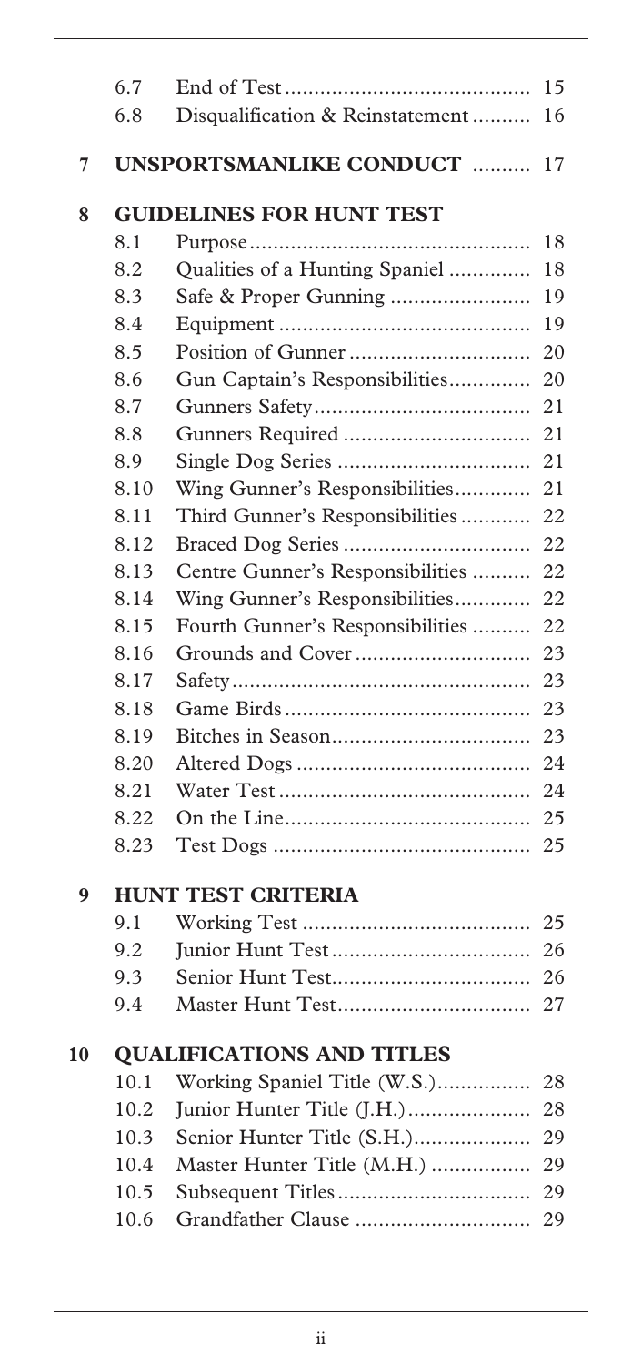| | | |
|---|---|---|
| 6.7 | End of Test | 15 |
| 6.8 | Disqualification & Reinstatement | 16 |

**7 UNSPORTSMANLIKE CONDUCT** .......... 17

**8 GUIDELINES FOR HUNT TEST**

| | | |
|---|---|---|
| 8.1 | Purpose | 18 |
| 8.2 | Qualities of a Hunting Spaniel | 18 |
| 8.3 | Safe & Proper Gunning | 19 |
| 8.4 | Equipment | 19 |
| 8.5 | Position of Gunner | 20 |
| 8.6 | Gun Captain's Responsibilities | 20 |
| 8.7 | Gunners Safety | 21 |
| 8.8 | Gunners Required | 21 |
| 8.9 | Single Dog Series | 21 |
| 8.10 | Wing Gunner's Responsibilities | 21 |
| 8.11 | Third Gunner's Responsibilities | 22 |
| 8.12 | Braced Dog Series | 22 |
| 8.13 | Centre Gunner's Responsibilities | 22 |
| 8.14 | Wing Gunner's Responsibilities | 22 |
| 8.15 | Fourth Gunner's Responsibilities | 22 |
| 8.16 | Grounds and Cover | 23 |
| 8.17 | Safety | 23 |
| 8.18 | Game Birds | 23 |
| 8.19 | Bitches in Season | 23 |
| 8.20 | Altered Dogs | 24 |
| 8.21 | Water Test | 24 |
| 8.22 | On the Line | 25 |
| 8.23 | Test Dogs | 25 |

**9 HUNT TEST CRITERIA**

| | | |
|---|---|---|
| 9.1 | Working Test | 25 |
| 9.2 | Junior Hunt Test | 26 |
| 9.3 | Senior Hunt Test | 26 |
| 9.4 | Master Hunt Test | 27 |

**10 QUALIFICATIONS AND TITLES**

| | | |
|---|---|---|
| 10.1 | Working Spaniel Title (W.S.) | 28 |
| 10.2 | Junior Hunter Title (J.H.) | 28 |
| 10.3 | Senior Hunter Title (S.H.) | 29 |
| 10.4 | Master Hunter Title (M.H.) | 29 |
| 10.5 | Subsequent Titles | 29 |
| 10.6 | Grandfather Clause | 29 |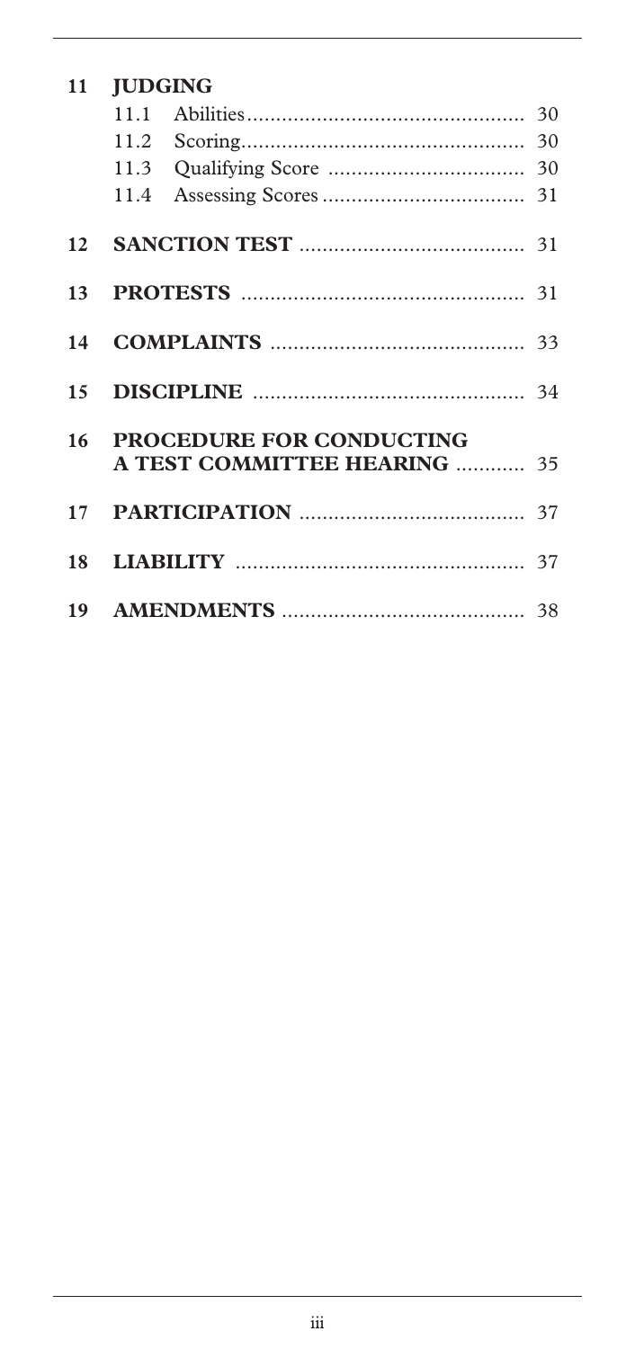| | | |
|---|---|---|
| **11** | **JUDGING** | |
| | 11.1 Abilities | 30 |
| | 11.2 Scoring | 30 |
| | 11.3 Qualifying Score | 30 |
| | 11.4 Assessing Scores | 31 |
| **12** | **SANCTION TEST** | 31 |
| **13** | **PROTESTS** | 31 |
| **14** | **COMPLAINTS** | 33 |
| **15** | **DISCIPLINE** | 34 |
| **16** | **PROCEDURE FOR CONDUCTING A TEST COMMITTEE HEARING** | 35 |
| **17** | **PARTICIPATION** | 37 |
| **18** | **LIABILITY** | 37 |
| **19** | **AMENDMENTS** | 38 |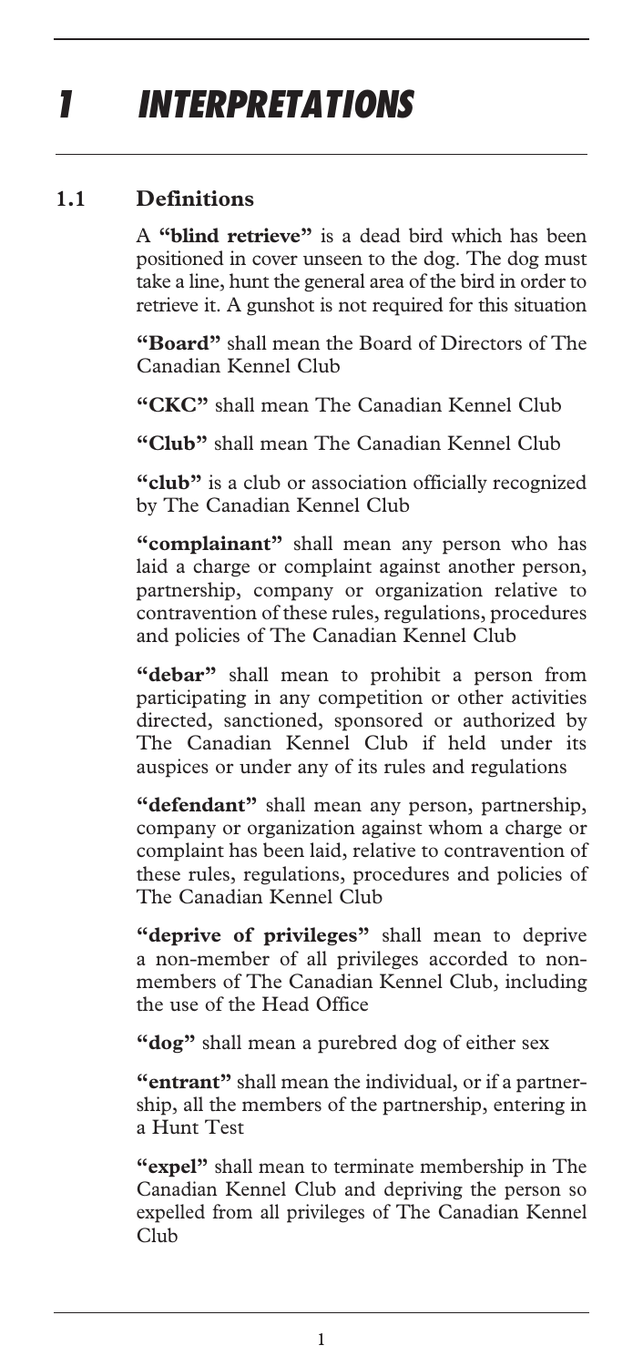# 1 INTERPRETATIONS

## 1.1 Definitions

A **"blind retrieve"** is a dead bird which has been positioned in cover unseen to the dog. The dog must take a line, hunt the general area of the bird in order to retrieve it. A gunshot is not required for this situation

**"Board"** shall mean the Board of Directors of The Canadian Kennel Club

**"CKC"** shall mean The Canadian Kennel Club

**"Club"** shall mean The Canadian Kennel Club

**"club"** is a club or association officially recognized by The Canadian Kennel Club

**"complainant"** shall mean any person who has laid a charge or complaint against another person, partnership, company or organization relative to contravention of these rules, regulations, procedures and policies of The Canadian Kennel Club

**"debar"** shall mean to prohibit a person from participating in any competition or other activities directed, sanctioned, sponsored or authorized by The Canadian Kennel Club if held under its auspices or under any of its rules and regulations

**"defendant"** shall mean any person, partnership, company or organization against whom a charge or complaint has been laid, relative to contravention of these rules, regulations, procedures and policies of The Canadian Kennel Club

**"deprive of privileges"** shall mean to deprive a non-member of all privileges accorded to non-members of The Canadian Kennel Club, including the use of the Head Office

**"dog"** shall mean a purebred dog of either sex

**"entrant"** shall mean the individual, or if a partnership, all the members of the partnership, entering in a Hunt Test

**"expel"** shall mean to terminate membership in The Canadian Kennel Club and depriving the person so expelled from all privileges of The Canadian Kennel Club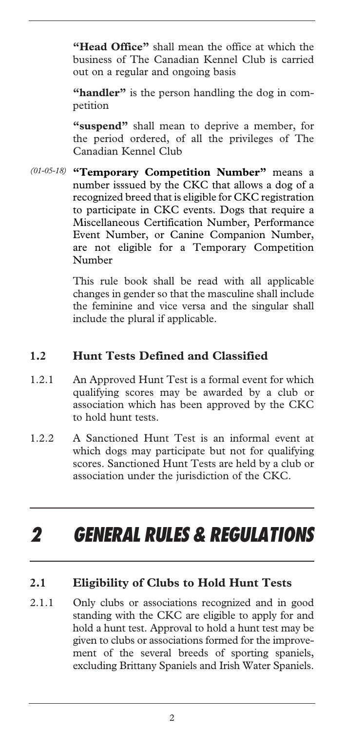**"Head Office"** shall mean the office at which the business of The Canadian Kennel Club is carried out on a regular and ongoing basis

**"handler"** is the person handling the dog in competition

**"suspend"** shall mean to deprive a member, for the period ordered, of all the privileges of The Canadian Kennel Club

*(01-05-18)* **"Temporary Competition Number"** means a number isssued by the CKC that allows a dog of a recognized breed that is eligible for CKC registration to participate in CKC events. Dogs that require a Miscellaneous Certification Number, Performance Event Number, or Canine Companion Number, are not eligible for a Temporary Competition Number

This rule book shall be read with all applicable changes in gender so that the masculine shall include the feminine and vice versa and the singular shall include the plural if applicable.

### 1.2 Hunt Tests Defined and Classified

1.2.1 An Approved Hunt Test is a formal event for which qualifying scores may be awarded by a club or association which has been approved by the CKC to hold hunt tests.

1.2.2 A Sanctioned Hunt Test is an informal event at which dogs may participate but not for qualifying scores. Sanctioned Hunt Tests are held by a club or association under the jurisdiction of the CKC.

# 2 GENERAL RULES & REGULATIONS

### 2.1 Eligibility of Clubs to Hold Hunt Tests

2.1.1 Only clubs or associations recognized and in good standing with the CKC are eligible to apply for and hold a hunt test. Approval to hold a hunt test may be given to clubs or associations formed for the improvement of the several breeds of sporting spaniels, excluding Brittany Spaniels and Irish Water Spaniels.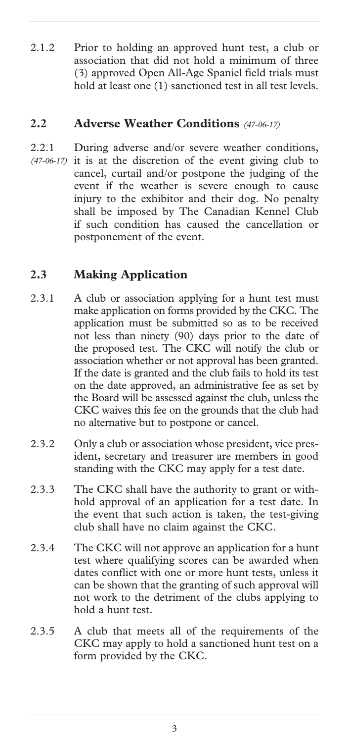2.1.2 Prior to holding an approved hunt test, a club or association that did not hold a minimum of three (3) approved Open All-Age Spaniel field trials must hold at least one (1) sanctioned test in all test levels.

## 2.2 Adverse Weather Conditions *(47-06-17)*

2.2.1 *(47-06-17)* During adverse and/or severe weather conditions, it is at the discretion of the event giving club to cancel, curtail and/or postpone the judging of the event if the weather is severe enough to cause injury to the exhibitor and their dog. No penalty shall be imposed by The Canadian Kennel Club if such condition has caused the cancellation or postponement of the event.

## 2.3 Making Application

2.3.1 A club or association applying for a hunt test must make application on forms provided by the CKC. The application must be submitted so as to be received not less than ninety (90) days prior to the date of the proposed test. The CKC will notify the club or association whether or not approval has been granted. If the date is granted and the club fails to hold its test on the date approved, an administrative fee as set by the Board will be assessed against the club, unless the CKC waives this fee on the grounds that the club had no alternative but to postpone or cancel.

2.3.2 Only a club or association whose president, vice president, secretary and treasurer are members in good standing with the CKC may apply for a test date.

2.3.3 The CKC shall have the authority to grant or withhold approval of an application for a test date. In the event that such action is taken, the test-giving club shall have no claim against the CKC.

2.3.4 The CKC will not approve an application for a hunt test where qualifying scores can be awarded when dates conflict with one or more hunt tests, unless it can be shown that the granting of such approval will not work to the detriment of the clubs applying to hold a hunt test.

2.3.5 A club that meets all of the requirements of the CKC may apply to hold a sanctioned hunt test on a form provided by the CKC.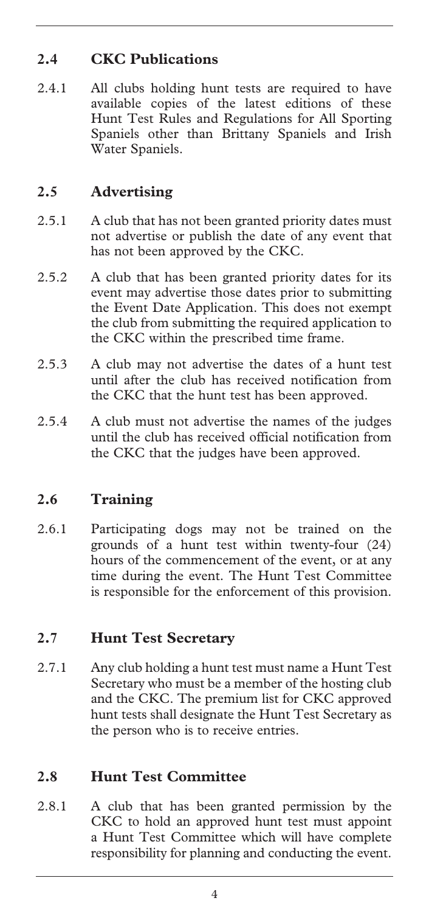## 2.4 CKC Publications

2.4.1 All clubs holding hunt tests are required to have available copies of the latest editions of these Hunt Test Rules and Regulations for All Sporting Spaniels other than Brittany Spaniels and Irish Water Spaniels.

## 2.5 Advertising

2.5.1 A club that has not been granted priority dates must not advertise or publish the date of any event that has not been approved by the CKC.

2.5.2 A club that has been granted priority dates for its event may advertise those dates prior to submitting the Event Date Application. This does not exempt the club from submitting the required application to the CKC within the prescribed time frame.

2.5.3 A club may not advertise the dates of a hunt test until after the club has received notification from the CKC that the hunt test has been approved.

2.5.4 A club must not advertise the names of the judges until the club has received official notification from the CKC that the judges have been approved.

## 2.6 Training

2.6.1 Participating dogs may not be trained on the grounds of a hunt test within twenty-four (24) hours of the commencement of the event, or at any time during the event. The Hunt Test Committee is responsible for the enforcement of this provision.

## 2.7 Hunt Test Secretary

2.7.1 Any club holding a hunt test must name a Hunt Test Secretary who must be a member of the hosting club and the CKC. The premium list for CKC approved hunt tests shall designate the Hunt Test Secretary as the person who is to receive entries.

## 2.8 Hunt Test Committee

2.8.1 A club that has been granted permission by the CKC to hold an approved hunt test must appoint a Hunt Test Committee which will have complete responsibility for planning and conducting the event.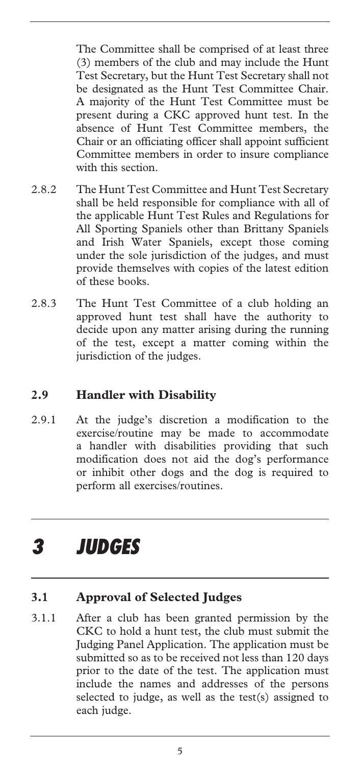The Committee shall be comprised of at least three (3) members of the club and may include the Hunt Test Secretary, but the Hunt Test Secretary shall not be designated as the Hunt Test Committee Chair. A majority of the Hunt Test Committee must be present during a CKC approved hunt test. In the absence of Hunt Test Committee members, the Chair or an officiating officer shall appoint sufficient Committee members in order to insure compliance with this section.

2.8.2 The Hunt Test Committee and Hunt Test Secretary shall be held responsible for compliance with all of the applicable Hunt Test Rules and Regulations for All Sporting Spaniels other than Brittany Spaniels and Irish Water Spaniels, except those coming under the sole jurisdiction of the judges, and must provide themselves with copies of the latest edition of these books.

2.8.3 The Hunt Test Committee of a club holding an approved hunt test shall have the authority to decide upon any matter arising during the running of the test, except a matter coming within the jurisdiction of the judges.

### 2.9 Handler with Disability

2.9.1 At the judge's discretion a modification to the exercise/routine may be made to accommodate a handler with disabilities providing that such modification does not aid the dog's performance or inhibit other dogs and the dog is required to perform all exercises/routines.

# 3 JUDGES

### 3.1 Approval of Selected Judges

3.1.1 After a club has been granted permission by the CKC to hold a hunt test, the club must submit the Judging Panel Application. The application must be submitted so as to be received not less than 120 days prior to the date of the test. The application must include the names and addresses of the persons selected to judge, as well as the test(s) assigned to each judge.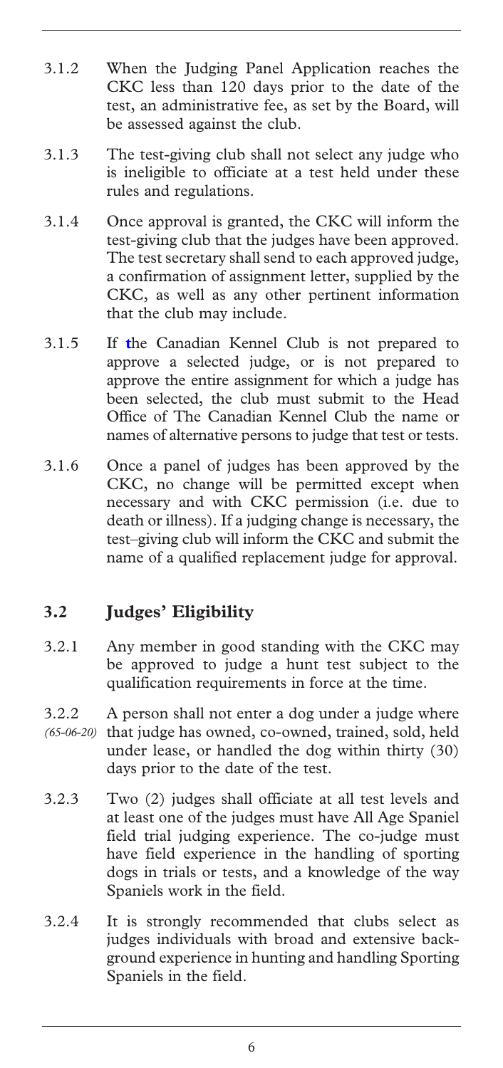3.1.2 When the Judging Panel Application reaches the CKC less than 120 days prior to the date of the test, an administrative fee, as set by the Board, will be assessed against the club.

3.1.3 The test-giving club shall not select any judge who is ineligible to officiate at a test held under these rules and regulations.

3.1.4 Once approval is granted, the CKC will inform the test-giving club that the judges have been approved. The test secretary shall send to each approved judge, a confirmation of assignment letter, supplied by the CKC, as well as any other pertinent information that the club may include.

3.1.5 If the Canadian Kennel Club is not prepared to approve a selected judge, or is not prepared to approve the entire assignment for which a judge has been selected, the club must submit to the Head Office of The Canadian Kennel Club the name or names of alternative persons to judge that test or tests.

3.1.6 Once a panel of judges has been approved by the CKC, no change will be permitted except when necessary and with CKC permission (i.e. due to death or illness). If a judging change is necessary, the test–giving club will inform the CKC and submit the name of a qualified replacement judge for approval.

## 3.2 Judges' Eligibility

3.2.1 Any member in good standing with the CKC may be approved to judge a hunt test subject to the qualification requirements in force at the time.

3.2.2 *(65-06-20)* A person shall not enter a dog under a judge where that judge has owned, co-owned, trained, sold, held under lease, or handled the dog within thirty (30) days prior to the date of the test.

3.2.3 Two (2) judges shall officiate at all test levels and at least one of the judges must have All Age Spaniel field trial judging experience. The co-judge must have field experience in the handling of sporting dogs in trials or tests, and a knowledge of the way Spaniels work in the field.

3.2.4 It is strongly recommended that clubs select as judges individuals with broad and extensive background experience in hunting and handling Sporting Spaniels in the field.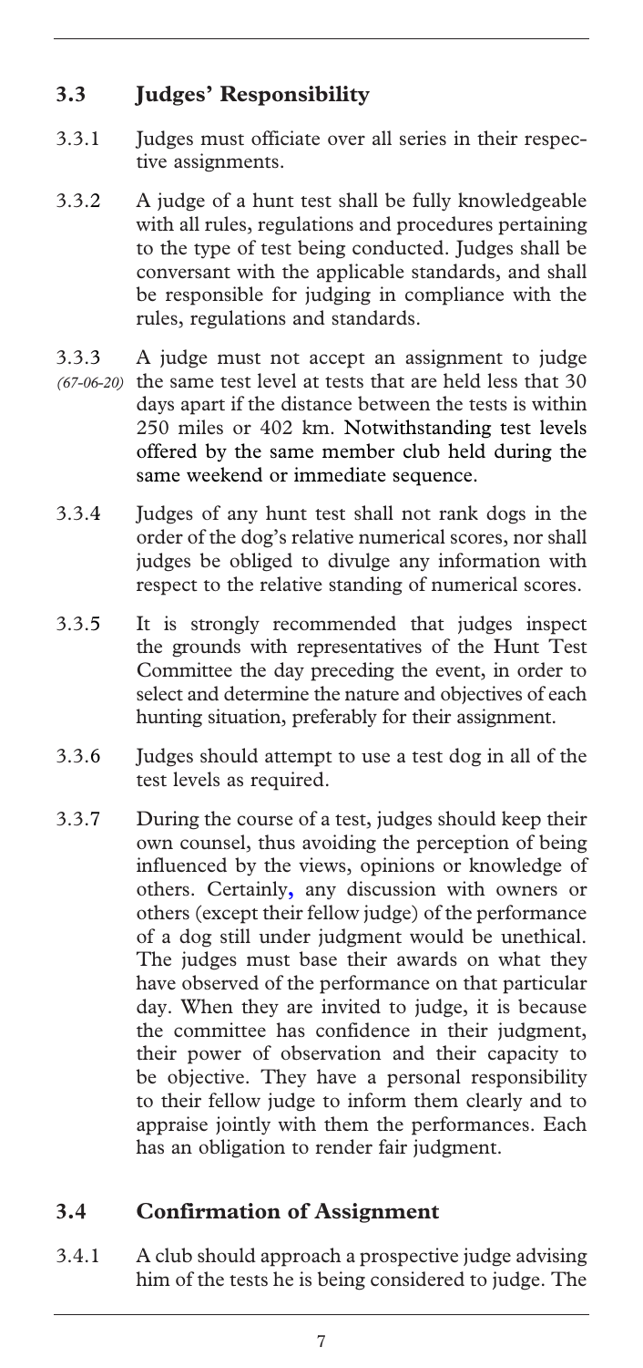## 3.3 Judges' Responsibility

3.3.1 Judges must officiate over all series in their respective assignments.

3.3.2 A judge of a hunt test shall be fully knowledgeable with all rules, regulations and procedures pertaining to the type of test being conducted. Judges shall be conversant with the applicable standards, and shall be responsible for judging in compliance with the rules, regulations and standards.

3.3.3 *(67-06-20)* A judge must not accept an assignment to judge the same test level at tests that are held less that 30 days apart if the distance between the tests is within 250 miles or 402 km. Notwithstanding test levels offered by the same member club held during the same weekend or immediate sequence.

3.3.4 Judges of any hunt test shall not rank dogs in the order of the dog's relative numerical scores, nor shall judges be obliged to divulge any information with respect to the relative standing of numerical scores.

3.3.5 It is strongly recommended that judges inspect the grounds with representatives of the Hunt Test Committee the day preceding the event, in order to select and determine the nature and objectives of each hunting situation, preferably for their assignment.

3.3.6 Judges should attempt to use a test dog in all of the test levels as required.

3.3.7 During the course of a test, judges should keep their own counsel, thus avoiding the perception of being influenced by the views, opinions or knowledge of others. Certainly, any discussion with owners or others (except their fellow judge) of the performance of a dog still under judgment would be unethical. The judges must base their awards on what they have observed of the performance on that particular day. When they are invited to judge, it is because the committee has confidence in their judgment, their power of observation and their capacity to be objective. They have a personal responsibility to their fellow judge to inform them clearly and to appraise jointly with them the performances. Each has an obligation to render fair judgment.

## 3.4 Confirmation of Assignment

3.4.1 A club should approach a prospective judge advising him of the tests he is being considered to judge. The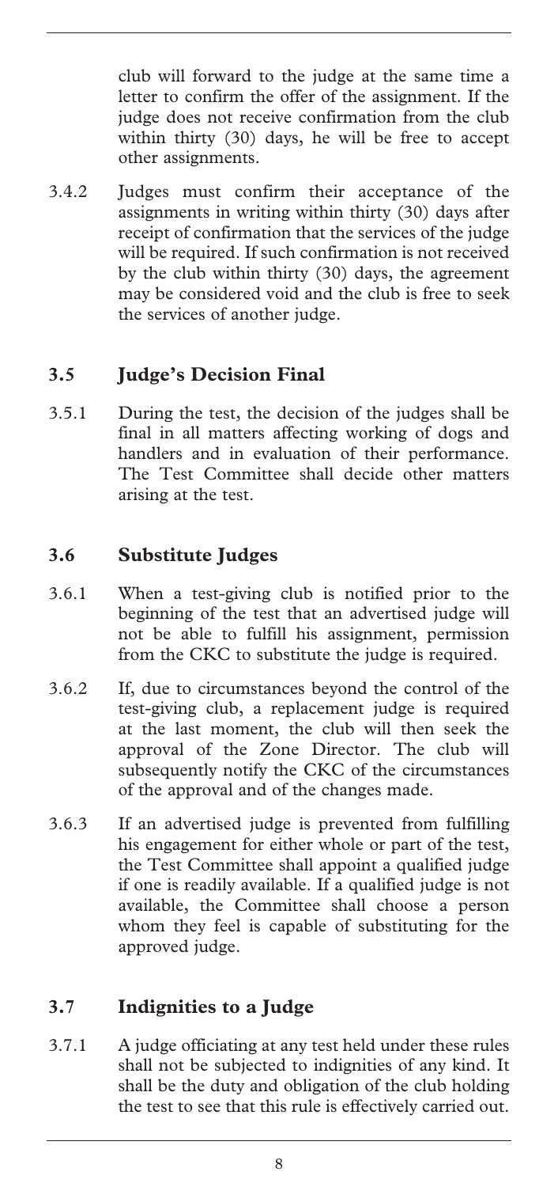club will forward to the judge at the same time a letter to confirm the offer of the assignment. If the judge does not receive confirmation from the club within thirty (30) days, he will be free to accept other assignments.

3.4.2 Judges must confirm their acceptance of the assignments in writing within thirty (30) days after receipt of confirmation that the services of the judge will be required. If such confirmation is not received by the club within thirty (30) days, the agreement may be considered void and the club is free to seek the services of another judge.

## 3.5 Judge's Decision Final

3.5.1 During the test, the decision of the judges shall be final in all matters affecting working of dogs and handlers and in evaluation of their performance. The Test Committee shall decide other matters arising at the test.

## 3.6 Substitute Judges

3.6.1 When a test-giving club is notified prior to the beginning of the test that an advertised judge will not be able to fulfill his assignment, permission from the CKC to substitute the judge is required.

3.6.2 If, due to circumstances beyond the control of the test-giving club, a replacement judge is required at the last moment, the club will then seek the approval of the Zone Director. The club will subsequently notify the CKC of the circumstances of the approval and of the changes made.

3.6.3 If an advertised judge is prevented from fulfilling his engagement for either whole or part of the test, the Test Committee shall appoint a qualified judge if one is readily available. If a qualified judge is not available, the Committee shall choose a person whom they feel is capable of substituting for the approved judge.

## 3.7 Indignities to a Judge

3.7.1 A judge officiating at any test held under these rules shall not be subjected to indignities of any kind. It shall be the duty and obligation of the club holding the test to see that this rule is effectively carried out.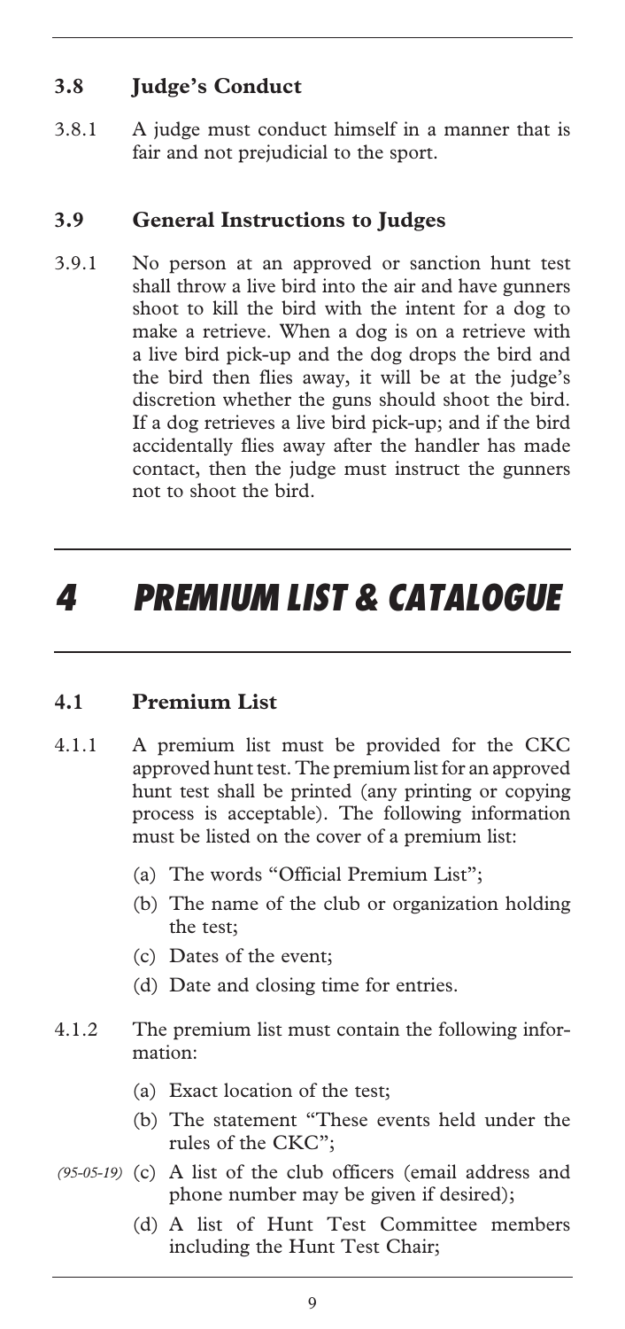### 3.8 Judge's Conduct

3.8.1 A judge must conduct himself in a manner that is fair and not prejudicial to the sport.

### 3.9 General Instructions to Judges

3.9.1 No person at an approved or sanction hunt test shall throw a live bird into the air and have gunners shoot to kill the bird with the intent for a dog to make a retrieve. When a dog is on a retrieve with a live bird pick-up and the dog drops the bird and the bird then flies away, it will be at the judge's discretion whether the guns should shoot the bird. If a dog retrieves a live bird pick-up; and if the bird accidentally flies away after the handler has made contact, then the judge must instruct the gunners not to shoot the bird.

# 4 PREMIUM LIST & CATALOGUE

### 4.1 Premium List

4.1.1 A premium list must be provided for the CKC approved hunt test. The premium list for an approved hunt test shall be printed (any printing or copying process is acceptable). The following information must be listed on the cover of a premium list:

- (a) The words "Official Premium List";
- (b) The name of the club or organization holding the test;
- (c) Dates of the event;
- (d) Date and closing time for entries.

4.1.2 The premium list must contain the following information:

- (a) Exact location of the test;
- (b) The statement "These events held under the rules of the CKC";
- *(95-05-19)* (c) A list of the club officers (email address and phone number may be given if desired);
- (d) A list of Hunt Test Committee members including the Hunt Test Chair;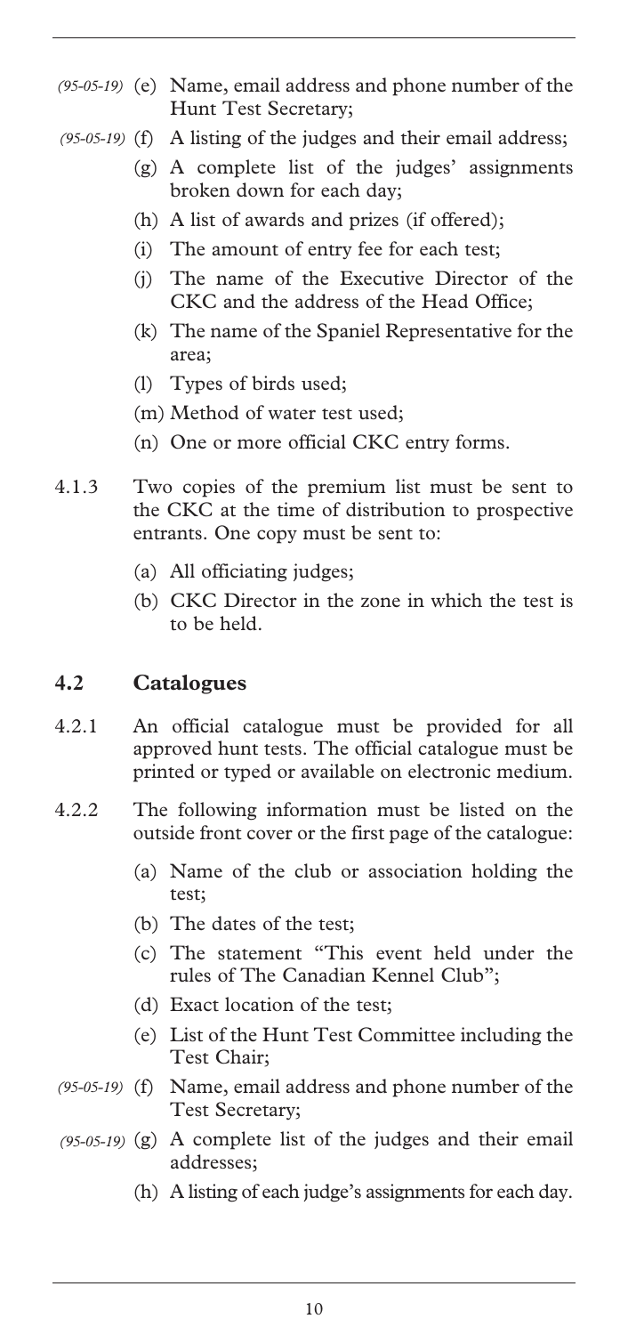- *(95-05-19)* (e) Name, email address and phone number of the Hunt Test Secretary;
- *(95-05-19)* (f) A listing of the judges and their email address;
- (g) A complete list of the judges' assignments broken down for each day;
- (h) A list of awards and prizes (if offered);
- (i) The amount of entry fee for each test;
- (j) The name of the Executive Director of the CKC and the address of the Head Office;
- (k) The name of the Spaniel Representative for the area;
- (l) Types of birds used;
- (m) Method of water test used;
- (n) One or more official CKC entry forms.

4.1.3 Two copies of the premium list must be sent to the CKC at the time of distribution to prospective entrants. One copy must be sent to:

- (a) All officiating judges;
- (b) CKC Director in the zone in which the test is to be held.

## 4.2 Catalogues

4.2.1 An official catalogue must be provided for all approved hunt tests. The official catalogue must be printed or typed or available on electronic medium.

4.2.2 The following information must be listed on the outside front cover or the first page of the catalogue:

- (a) Name of the club or association holding the test;
- (b) The dates of the test;
- (c) The statement "This event held under the rules of The Canadian Kennel Club";
- (d) Exact location of the test;
- (e) List of the Hunt Test Committee including the Test Chair;
- *(95-05-19)* (f) Name, email address and phone number of the Test Secretary;
- *(95-05-19)* (g) A complete list of the judges and their email addresses;
- (h) A listing of each judge's assignments for each day.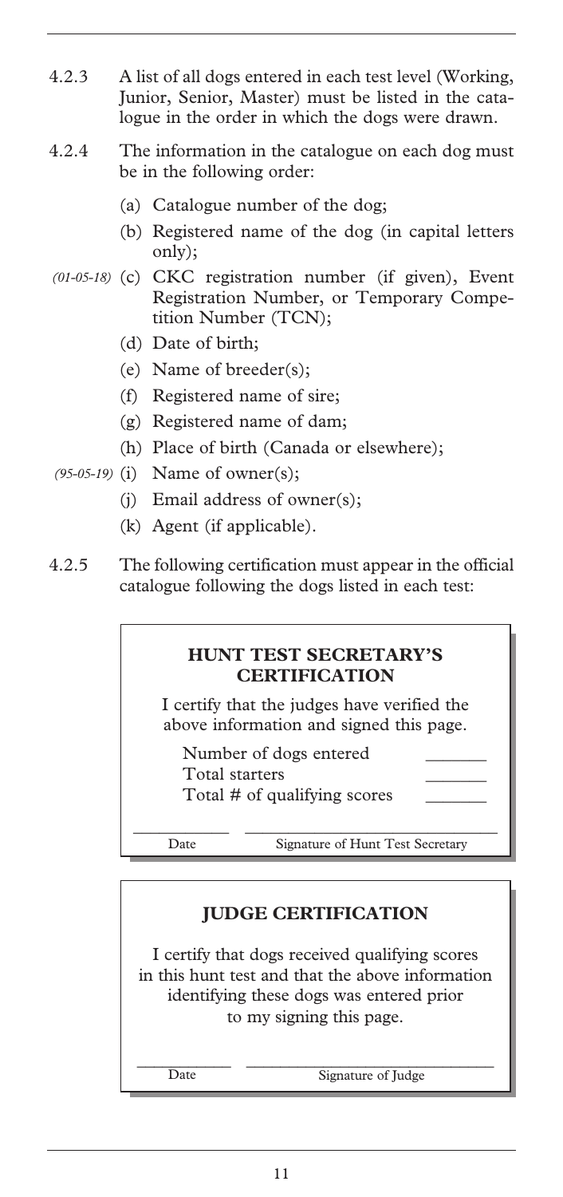4.2.3 A list of all dogs entered in each test level (Working, Junior, Senior, Master) must be listed in the catalogue in the order in which the dogs were drawn.

4.2.4 The information in the catalogue on each dog must be in the following order:

(a) Catalogue number of the dog;

(b) Registered name of the dog (in capital letters only);

*(01-05-18)* (c) CKC registration number (if given), Event Registration Number, or Temporary Competition Number (TCN);

(d) Date of birth;

(e) Name of breeder(s);

(f) Registered name of sire;

(g) Registered name of dam;

(h) Place of birth (Canada or elsewhere);

*(95-05-19)* (i) Name of owner(s);

(j) Email address of owner(s);

(k) Agent (if applicable).

4.2.5 The following certification must appear in the official catalogue following the dogs listed in each test:

**HUNT TEST SECRETARY'S CERTIFICATION**

I certify that the judges have verified the above information and signed this page.

Number of dogs entered \_\_\_\_\_\_\_

Total starters \_\_\_\_\_\_\_

Total # of qualifying scores \_\_\_\_\_\_\_

\_\_\_\_\_\_\_\_\_\_\_\_ \_\_\_\_\_\_\_\_\_\_\_\_\_\_\_\_\_\_\_\_\_\_\_\_\_\_\_\_\_\_

Date Signature of Hunt Test Secretary

**JUDGE CERTIFICATION**

I certify that dogs received qualifying scores in this hunt test and that the above information identifying these dogs was entered prior to my signing this page.

\_\_\_\_\_\_\_\_\_\_\_\_ \_\_\_\_\_\_\_\_\_\_\_\_\_\_\_\_\_\_\_\_\_\_\_\_\_\_\_\_\_\_

Date Signature of Judge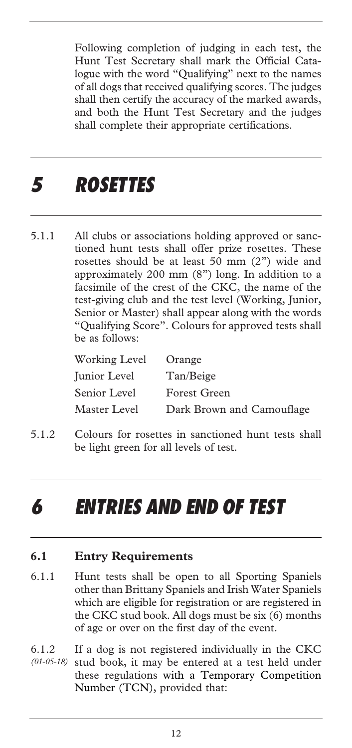Following completion of judging in each test, the Hunt Test Secretary shall mark the Official Catalogue with the word "Qualifying" next to the names of all dogs that received qualifying scores. The judges shall then certify the accuracy of the marked awards, and both the Hunt Test Secretary and the judges shall complete their appropriate certifications.

# *5 ROSETTES*

5.1.1 All clubs or associations holding approved or sanctioned hunt tests shall offer prize rosettes. These rosettes should be at least 50 mm (2") wide and approximately 200 mm (8") long. In addition to a facsimile of the crest of the CKC, the name of the test-giving club and the test level (Working, Junior, Senior or Master) shall appear along with the words "Qualifying Score". Colours for approved tests shall be as follows:

| | |
|---|---|
| Working Level | Orange |
| Junior Level | Tan/Beige |
| Senior Level | Forest Green |
| Master Level | Dark Brown and Camouflage |

5.1.2 Colours for rosettes in sanctioned hunt tests shall be light green for all levels of test.

# *6 ENTRIES AND END OF TEST*

### **6.1 Entry Requirements**

6.1.1 Hunt tests shall be open to all Sporting Spaniels other than Brittany Spaniels and Irish Water Spaniels which are eligible for registration or are registered in the CKC stud book. All dogs must be six (6) months of age or over on the first day of the event.

6.1.2 *(01-05-18)* If a dog is not registered individually in the CKC stud book, it may be entered at a test held under these regulations with a Temporary Competition Number (TCN), provided that: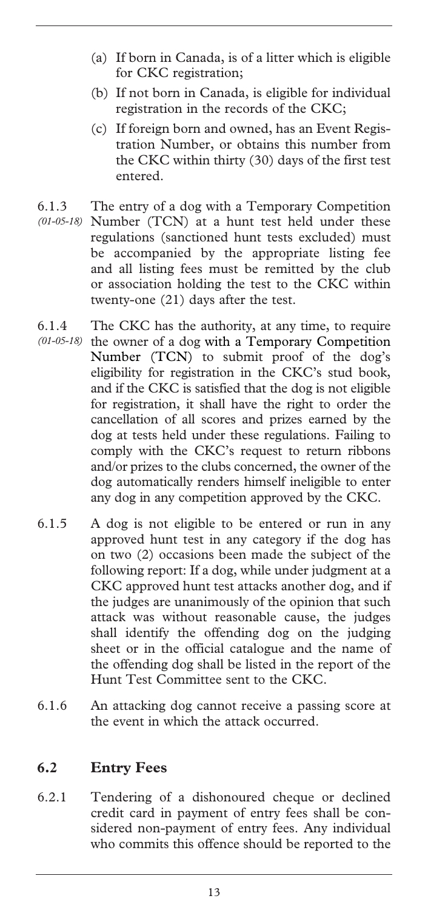(a) If born in Canada, is of a litter which is eligible for CKC registration;

(b) If not born in Canada, is eligible for individual registration in the records of the CKC;

(c) If foreign born and owned, has an Event Registration Number, or obtains this number from the CKC within thirty (30) days of the first test entered.

6.1.3 *(01-05-18)* The entry of a dog with a Temporary Competition Number (TCN) at a hunt test held under these regulations (sanctioned hunt tests excluded) must be accompanied by the appropriate listing fee and all listing fees must be remitted by the club or association holding the test to the CKC within twenty-one (21) days after the test.

6.1.4 *(01-05-18)* The CKC has the authority, at any time, to require the owner of a dog with a Temporary Competition Number (TCN) to submit proof of the dog's eligibility for registration in the CKC's stud book, and if the CKC is satisfied that the dog is not eligible for registration, it shall have the right to order the cancellation of all scores and prizes earned by the dog at tests held under these regulations. Failing to comply with the CKC's request to return ribbons and/or prizes to the clubs concerned, the owner of the dog automatically renders himself ineligible to enter any dog in any competition approved by the CKC.

6.1.5 A dog is not eligible to be entered or run in any approved hunt test in any category if the dog has on two (2) occasions been made the subject of the following report: If a dog, while under judgment at a CKC approved hunt test attacks another dog, and if the judges are unanimously of the opinion that such attack was without reasonable cause, the judges shall identify the offending dog on the judging sheet or in the official catalogue and the name of the offending dog shall be listed in the report of the Hunt Test Committee sent to the CKC.

6.1.6 An attacking dog cannot receive a passing score at the event in which the attack occurred.

## 6.2 Entry Fees

6.2.1 Tendering of a dishonoured cheque or declined credit card in payment of entry fees shall be considered non-payment of entry fees. Any individual who commits this offence should be reported to the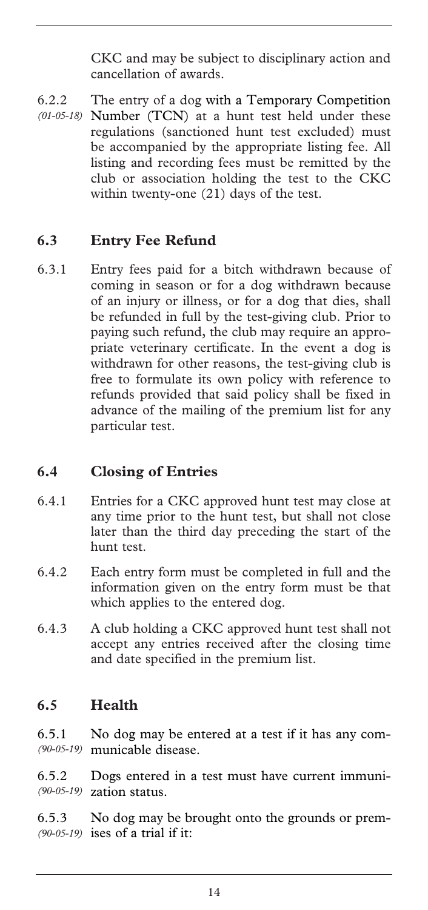CKC and may be subject to disciplinary action and cancellation of awards.

6.2.2 *(01-05-18)* The entry of a dog with a Temporary Competition Number (TCN) at a hunt test held under these regulations (sanctioned hunt test excluded) must be accompanied by the appropriate listing fee. All listing and recording fees must be remitted by the club or association holding the test to the CKC within twenty-one (21) days of the test.

## 6.3 Entry Fee Refund

6.3.1 Entry fees paid for a bitch withdrawn because of coming in season or for a dog withdrawn because of an injury or illness, or for a dog that dies, shall be refunded in full by the test-giving club. Prior to paying such refund, the club may require an appropriate veterinary certificate. In the event a dog is withdrawn for other reasons, the test-giving club is free to formulate its own policy with reference to refunds provided that said policy shall be fixed in advance of the mailing of the premium list for any particular test.

## 6.4 Closing of Entries

6.4.1 Entries for a CKC approved hunt test may close at any time prior to the hunt test, but shall not close later than the third day preceding the start of the hunt test.

6.4.2 Each entry form must be completed in full and the information given on the entry form must be that which applies to the entered dog.

6.4.3 A club holding a CKC approved hunt test shall not accept any entries received after the closing time and date specified in the premium list.

## 6.5 Health

6.5.1 *(90-05-19)* No dog may be entered at a test if it has any communicable disease.

6.5.2 *(90-05-19)* Dogs entered in a test must have current immunization status.

6.5.3 *(90-05-19)* No dog may be brought onto the grounds or premises of a trial if it: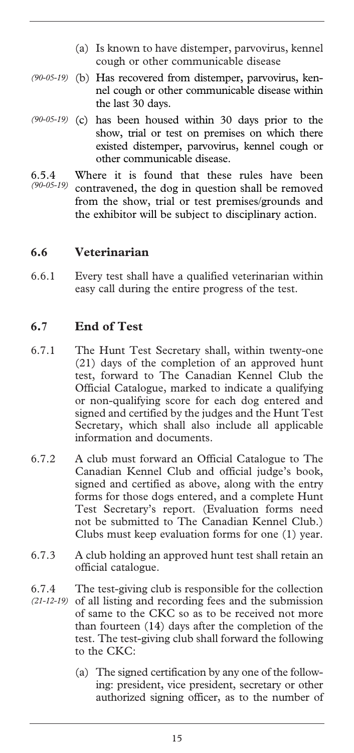- (a) Is known to have distemper, parvovirus, kennel cough or other communicable disease
- *(90-05-19)* (b) Has recovered from distemper, parvovirus, kennel cough or other communicable disease within the last 30 days.
- *(90-05-19)* (c) has been housed within 30 days prior to the show, trial or test on premises on which there existed distemper, parvovirus, kennel cough or other communicable disease.

6.5.4 *(90-05-19)* Where it is found that these rules have been contravened, the dog in question shall be removed from the show, trial or test premises/grounds and the exhibitor will be subject to disciplinary action.

## 6.6 Veterinarian

6.6.1 Every test shall have a qualified veterinarian within easy call during the entire progress of the test.

## 6.7 End of Test

6.7.1 The Hunt Test Secretary shall, within twenty-one (21) days of the completion of an approved hunt test, forward to The Canadian Kennel Club the Official Catalogue, marked to indicate a qualifying or non-qualifying score for each dog entered and signed and certified by the judges and the Hunt Test Secretary, which shall also include all applicable information and documents.

6.7.2 A club must forward an Official Catalogue to The Canadian Kennel Club and official judge's book, signed and certified as above, along with the entry forms for those dogs entered, and a complete Hunt Test Secretary's report. (Evaluation forms need not be submitted to The Canadian Kennel Club.) Clubs must keep evaluation forms for one (1) year.

6.7.3 A club holding an approved hunt test shall retain an official catalogue.

6.7.4 *(21-12-19)* The test-giving club is responsible for the collection of all listing and recording fees and the submission of same to the CKC so as to be received not more than fourteen (14) days after the completion of the test. The test-giving club shall forward the following to the CKC:

- (a) The signed certification by any one of the following: president, vice president, secretary or other authorized signing officer, as to the number of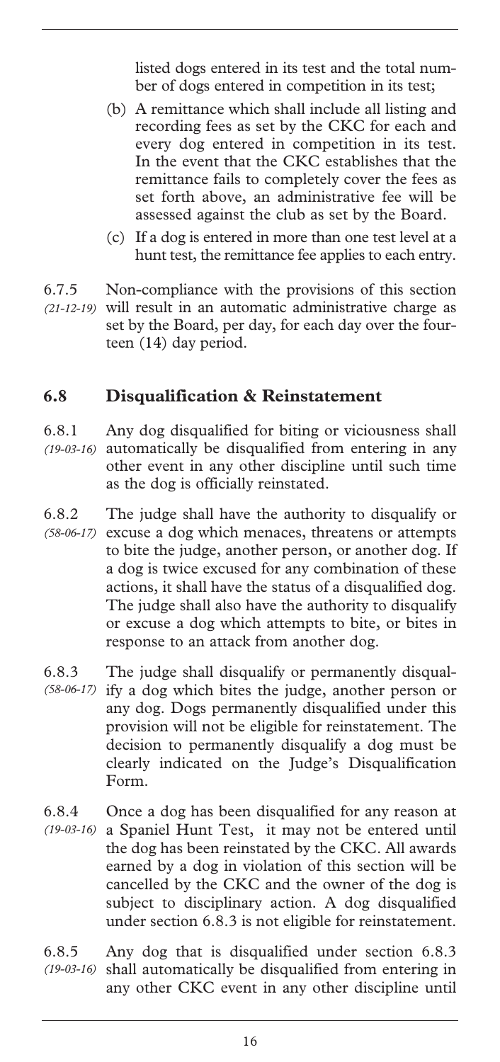listed dogs entered in its test and the total number of dogs entered in competition in its test;

(b) A remittance which shall include all listing and recording fees as set by the CKC for each and every dog entered in competition in its test. In the event that the CKC establishes that the remittance fails to completely cover the fees as set forth above, an administrative fee will be assessed against the club as set by the Board.

(c) If a dog is entered in more than one test level at a hunt test, the remittance fee applies to each entry.

6.7.5 *(21-12-19)* Non-compliance with the provisions of this section will result in an automatic administrative charge as set by the Board, per day, for each day over the fourteen (14) day period.

## 6.8 Disqualification & Reinstatement

6.8.1 *(19-03-16)* Any dog disqualified for biting or viciousness shall automatically be disqualified from entering in any other event in any other discipline until such time as the dog is officially reinstated.

6.8.2 *(58-06-17)* The judge shall have the authority to disqualify or excuse a dog which menaces, threatens or attempts to bite the judge, another person, or another dog. If a dog is twice excused for any combination of these actions, it shall have the status of a disqualified dog. The judge shall also have the authority to disqualify or excuse a dog which attempts to bite, or bites in response to an attack from another dog.

6.8.3 *(58-06-17)* The judge shall disqualify or permanently disqualify a dog which bites the judge, another person or any dog. Dogs permanently disqualified under this provision will not be eligible for reinstatement. The decision to permanently disqualify a dog must be clearly indicated on the Judge's Disqualification Form.

6.8.4 *(19-03-16)* Once a dog has been disqualified for any reason at a Spaniel Hunt Test, it may not be entered until the dog has been reinstated by the CKC. All awards earned by a dog in violation of this section will be cancelled by the CKC and the owner of the dog is subject to disciplinary action. A dog disqualified under section 6.8.3 is not eligible for reinstatement.

6.8.5 *(19-03-16)* Any dog that is disqualified under section 6.8.3 shall automatically be disqualified from entering in any other CKC event in any other discipline until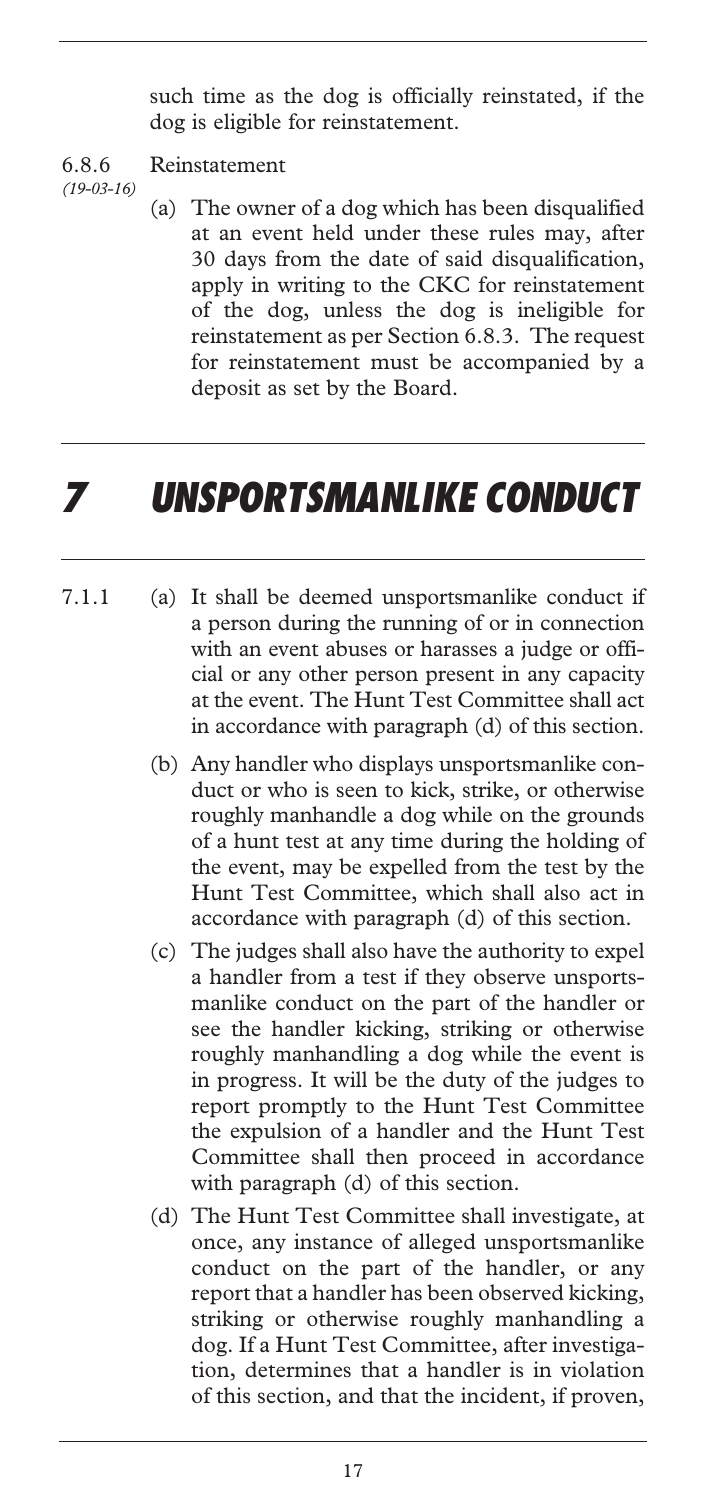such time as the dog is officially reinstated, if the dog is eligible for reinstatement.

6.8.6 Reinstatement
*(19-03-16)*

(a) The owner of a dog which has been disqualified at an event held under these rules may, after 30 days from the date of said disqualification, apply in writing to the CKC for reinstatement of the dog, unless the dog is ineligible for reinstatement as per Section 6.8.3. The request for reinstatement must be accompanied by a deposit as set by the Board.

# *7 UNSPORTSMANLIKE CONDUCT*

7.1.1

(a) It shall be deemed unsportsmanlike conduct if a person during the running of or in connection with an event abuses or harasses a judge or official or any other person present in any capacity at the event. The Hunt Test Committee shall act in accordance with paragraph (d) of this section.

(b) Any handler who displays unsportsmanlike conduct or who is seen to kick, strike, or otherwise roughly manhandle a dog while on the grounds of a hunt test at any time during the holding of the event, may be expelled from the test by the Hunt Test Committee, which shall also act in accordance with paragraph (d) of this section.

(c) The judges shall also have the authority to expel a handler from a test if they observe unsportsmanlike conduct on the part of the handler or see the handler kicking, striking or otherwise roughly manhandling a dog while the event is in progress. It will be the duty of the judges to report promptly to the Hunt Test Committee the expulsion of a handler and the Hunt Test Committee shall then proceed in accordance with paragraph (d) of this section.

(d) The Hunt Test Committee shall investigate, at once, any instance of alleged unsportsmanlike conduct on the part of the handler, or any report that a handler has been observed kicking, striking or otherwise roughly manhandling a dog. If a Hunt Test Committee, after investigation, determines that a handler is in violation of this section, and that the incident, if proven,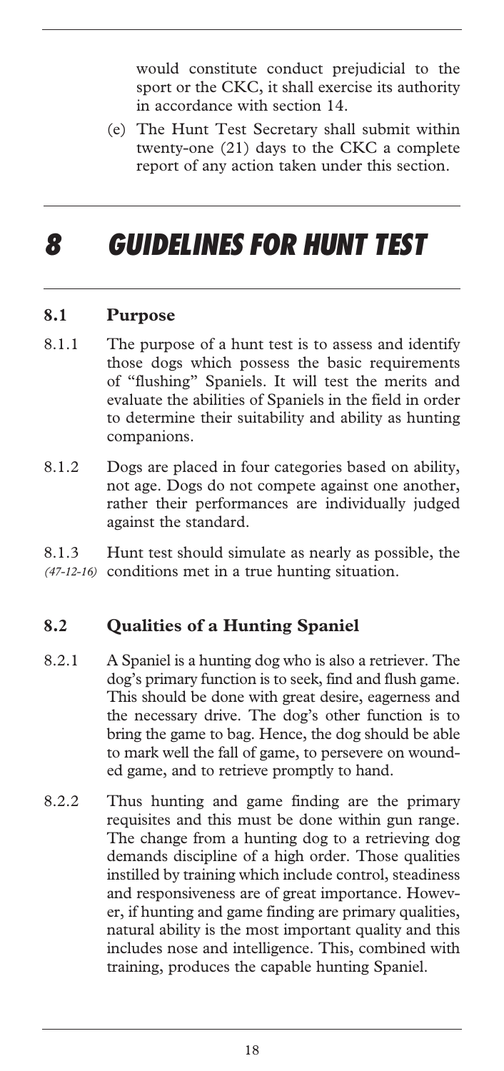would constitute conduct prejudicial to the sport or the CKC, it shall exercise its authority in accordance with section 14.

(e) The Hunt Test Secretary shall submit within twenty-one (21) days to the CKC a complete report of any action taken under this section.

# 8 GUIDELINES FOR HUNT TEST

## 8.1 Purpose

8.1.1 The purpose of a hunt test is to assess and identify those dogs which possess the basic requirements of "flushing" Spaniels. It will test the merits and evaluate the abilities of Spaniels in the field in order to determine their suitability and ability as hunting companions.

8.1.2 Dogs are placed in four categories based on ability, not age. Dogs do not compete against one another, rather their performances are individually judged against the standard.

8.1.3 *(47-12-16)* Hunt test should simulate as nearly as possible, the conditions met in a true hunting situation.

## 8.2 Qualities of a Hunting Spaniel

8.2.1 A Spaniel is a hunting dog who is also a retriever. The dog's primary function is to seek, find and flush game. This should be done with great desire, eagerness and the necessary drive. The dog's other function is to bring the game to bag. Hence, the dog should be able to mark well the fall of game, to persevere on wounded game, and to retrieve promptly to hand.

8.2.2 Thus hunting and game finding are the primary requisites and this must be done within gun range. The change from a hunting dog to a retrieving dog demands discipline of a high order. Those qualities instilled by training which include control, steadiness and responsiveness are of great importance. However, if hunting and game finding are primary qualities, natural ability is the most important quality and this includes nose and intelligence. This, combined with training, produces the capable hunting Spaniel.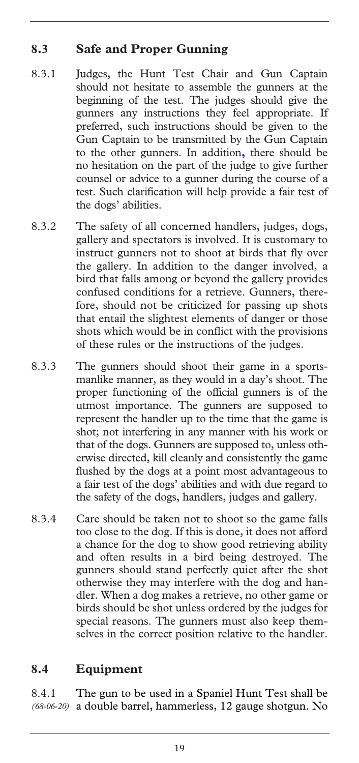## 8.3 Safe and Proper Gunning

8.3.1 Judges, the Hunt Test Chair and Gun Captain should not hesitate to assemble the gunners at the beginning of the test. The judges should give the gunners any instructions they feel appropriate. If preferred, such instructions should be given to the Gun Captain to be transmitted by the Gun Captain to the other gunners. In addition, there should be no hesitation on the part of the judge to give further counsel or advice to a gunner during the course of a test. Such clarification will help provide a fair test of the dogs' abilities.

8.3.2 The safety of all concerned handlers, judges, dogs, gallery and spectators is involved. It is customary to instruct gunners not to shoot at birds that fly over the gallery. In addition to the danger involved, a bird that falls among or beyond the gallery provides confused conditions for a retrieve. Gunners, therefore, should not be criticized for passing up shots that entail the slightest elements of danger or those shots which would be in conflict with the provisions of these rules or the instructions of the judges.

8.3.3 The gunners should shoot their game in a sportsmanlike manner, as they would in a day's shoot. The proper functioning of the official gunners is of the utmost importance. The gunners are supposed to represent the handler up to the time that the game is shot; not interfering in any manner with his work or that of the dogs. Gunners are supposed to, unless otherwise directed, kill cleanly and consistently the game flushed by the dogs at a point most advantageous to a fair test of the dogs' abilities and with due regard to the safety of the dogs, handlers, judges and gallery.

8.3.4 Care should be taken not to shoot so the game falls too close to the dog. If this is done, it does not afford a chance for the dog to show good retrieving ability and often results in a bird being destroyed. The gunners should stand perfectly quiet after the shot otherwise they may interfere with the dog and handler. When a dog makes a retrieve, no other game or birds should be shot unless ordered by the judges for special reasons. The gunners must also keep themselves in the correct position relative to the handler.

## 8.4 Equipment

8.4.1 *(68-06-20)* The gun to be used in a Spaniel Hunt Test shall be a double barrel, hammerless, 12 gauge shotgun. No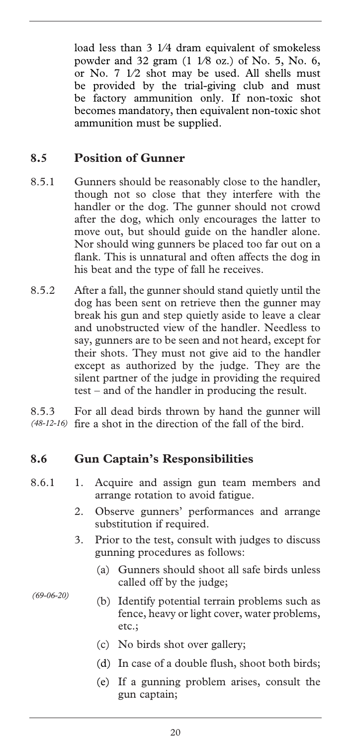load less than 3 1⁄4 dram equivalent of smokeless powder and 32 gram (1 1⁄8 oz.) of No. 5, No. 6, or No. 7 1⁄2 shot may be used. All shells must be provided by the trial-giving club and must be factory ammunition only. If non-toxic shot becomes mandatory, then equivalent non-toxic shot ammunition must be supplied.

## 8.5 Position of Gunner

8.5.1 Gunners should be reasonably close to the handler, though not so close that they interfere with the handler or the dog. The gunner should not crowd after the dog, which only encourages the latter to move out, but should guide on the handler alone. Nor should wing gunners be placed too far out on a flank. This is unnatural and often affects the dog in his beat and the type of fall he receives.

8.5.2 After a fall, the gunner should stand quietly until the dog has been sent on retrieve then the gunner may break his gun and step quietly aside to leave a clear and unobstructed view of the handler. Needless to say, gunners are to be seen and not heard, except for their shots. They must not give aid to the handler except as authorized by the judge. They are the silent partner of the judge in providing the required test – and of the handler in producing the result.

8.5.3 *(48-12-16)* For all dead birds thrown by hand the gunner will fire a shot in the direction of the fall of the bird.

## 8.6 Gun Captain's Responsibilities

8.6.1

1. Acquire and assign gun team members and arrange rotation to avoid fatigue.
2. Observe gunners' performances and arrange substitution if required.
3. Prior to the test, consult with judges to discuss gunning procedures as follows:
   - (a) Gunners should shoot all safe birds unless called off by the judge;
   - (b) Identify potential terrain problems such as fence, heavy or light cover, water problems, etc.; *(69-06-20)*
   - (c) No birds shot over gallery;
   - (d) In case of a double flush, shoot both birds;
   - (e) If a gunning problem arises, consult the gun captain;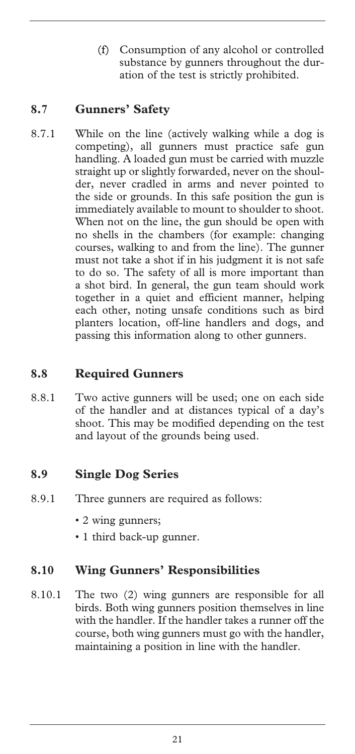(f) Consumption of any alcohol or controlled substance by gunners throughout the duration of the test is strictly prohibited.

## 8.7 Gunners' Safety

8.7.1 While on the line (actively walking while a dog is competing), all gunners must practice safe gun handling. A loaded gun must be carried with muzzle straight up or slightly forwarded, never on the shoulder, never cradled in arms and never pointed to the side or grounds. In this safe position the gun is immediately available to mount to shoulder to shoot. When not on the line, the gun should be open with no shells in the chambers (for example: changing courses, walking to and from the line). The gunner must not take a shot if in his judgment it is not safe to do so. The safety of all is more important than a shot bird. In general, the gun team should work together in a quiet and efficient manner, helping each other, noting unsafe conditions such as bird planters location, off-line handlers and dogs, and passing this information along to other gunners.

## 8.8 Required Gunners

8.8.1 Two active gunners will be used; one on each side of the handler and at distances typical of a day's shoot. This may be modified depending on the test and layout of the grounds being used.

## 8.9 Single Dog Series

8.9.1 Three gunners are required as follows:

- 2 wing gunners;
- 1 third back-up gunner.

## 8.10 Wing Gunners' Responsibilities

8.10.1 The two (2) wing gunners are responsible for all birds. Both wing gunners position themselves in line with the handler. If the handler takes a runner off the course, both wing gunners must go with the handler, maintaining a position in line with the handler.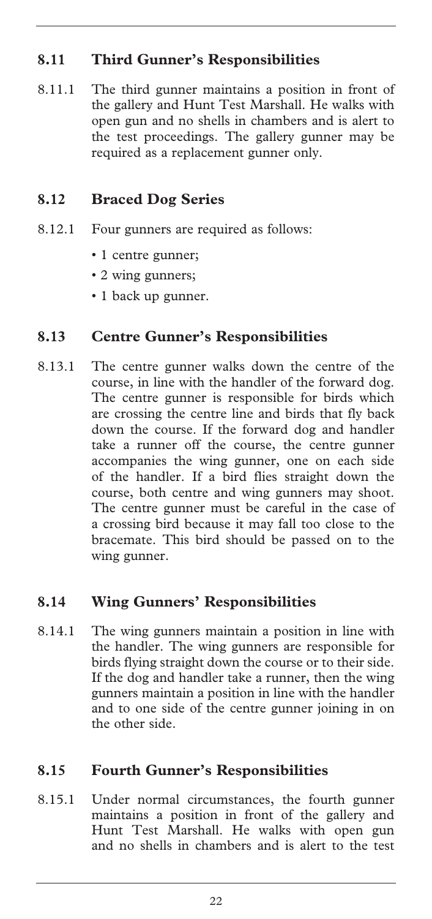## 8.11 Third Gunner's Responsibilities

8.11.1 The third gunner maintains a position in front of the gallery and Hunt Test Marshall. He walks with open gun and no shells in chambers and is alert to the test proceedings. The gallery gunner may be required as a replacement gunner only.

## 8.12 Braced Dog Series

8.12.1 Four gunners are required as follows:

- 1 centre gunner;
- 2 wing gunners;
- 1 back up gunner.

## 8.13 Centre Gunner's Responsibilities

8.13.1 The centre gunner walks down the centre of the course, in line with the handler of the forward dog. The centre gunner is responsible for birds which are crossing the centre line and birds that fly back down the course. If the forward dog and handler take a runner off the course, the centre gunner accompanies the wing gunner, one on each side of the handler. If a bird flies straight down the course, both centre and wing gunners may shoot. The centre gunner must be careful in the case of a crossing bird because it may fall too close to the bracemate. This bird should be passed on to the wing gunner.

## 8.14 Wing Gunners' Responsibilities

8.14.1 The wing gunners maintain a position in line with the handler. The wing gunners are responsible for birds flying straight down the course or to their side. If the dog and handler take a runner, then the wing gunners maintain a position in line with the handler and to one side of the centre gunner joining in on the other side.

## 8.15 Fourth Gunner's Responsibilities

8.15.1 Under normal circumstances, the fourth gunner maintains a position in front of the gallery and Hunt Test Marshall. He walks with open gun and no shells in chambers and is alert to the test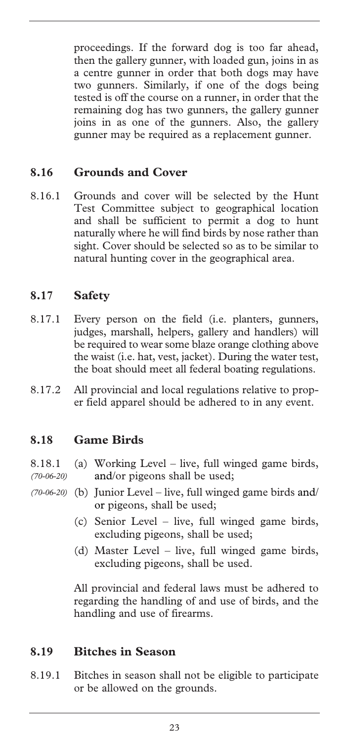proceedings. If the forward dog is too far ahead, then the gallery gunner, with loaded gun, joins in as a centre gunner in order that both dogs may have two gunners. Similarly, if one of the dogs being tested is off the course on a runner, in order that the remaining dog has two gunners, the gallery gunner joins in as one of the gunners. Also, the gallery gunner may be required as a replacement gunner.

## 8.16 Grounds and Cover

8.16.1 Grounds and cover will be selected by the Hunt Test Committee subject to geographical location and shall be sufficient to permit a dog to hunt naturally where he will find birds by nose rather than sight. Cover should be selected so as to be similar to natural hunting cover in the geographical area.

## 8.17 Safety

8.17.1 Every person on the field (i.e. planters, gunners, judges, marshall, helpers, gallery and handlers) will be required to wear some blaze orange clothing above the waist (i.e. hat, vest, jacket). During the water test, the boat should meet all federal boating regulations.

8.17.2 All provincial and local regulations relative to proper field apparel should be adhered to in any event.

## 8.18 Game Birds

8.18.1 *(70-06-20)* (a) Working Level – live, full winged game birds, and/or pigeons shall be used;

*(70-06-20)* (b) Junior Level – live, full winged game birds and/or pigeons, shall be used;

(c) Senior Level – live, full winged game birds, excluding pigeons, shall be used;

(d) Master Level – live, full winged game birds, excluding pigeons, shall be used.

All provincial and federal laws must be adhered to regarding the handling of and use of birds, and the handling and use of firearms.

## 8.19 Bitches in Season

8.19.1 Bitches in season shall not be eligible to participate or be allowed on the grounds.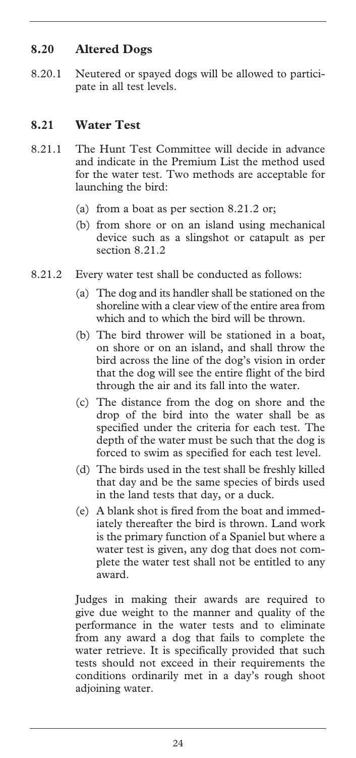## 8.20 Altered Dogs

8.20.1 Neutered or spayed dogs will be allowed to participate in all test levels.

## 8.21 Water Test

8.21.1 The Hunt Test Committee will decide in advance and indicate in the Premium List the method used for the water test. Two methods are acceptable for launching the bird:

(a) from a boat as per section 8.21.2 or;

(b) from shore or on an island using mechanical device such as a slingshot or catapult as per section 8.21.2

8.21.2 Every water test shall be conducted as follows:

(a) The dog and its handler shall be stationed on the shoreline with a clear view of the entire area from which and to which the bird will be thrown.

(b) The bird thrower will be stationed in a boat, on shore or on an island, and shall throw the bird across the line of the dog's vision in order that the dog will see the entire flight of the bird through the air and its fall into the water.

(c) The distance from the dog on shore and the drop of the bird into the water shall be as specified under the criteria for each test. The depth of the water must be such that the dog is forced to swim as specified for each test level.

(d) The birds used in the test shall be freshly killed that day and be the same species of birds used in the land tests that day, or a duck.

(e) A blank shot is fired from the boat and immediately thereafter the bird is thrown. Land work is the primary function of a Spaniel but where a water test is given, any dog that does not complete the water test shall not be entitled to any award.

Judges in making their awards are required to give due weight to the manner and quality of the performance in the water tests and to eliminate from any award a dog that fails to complete the water retrieve. It is specifically provided that such tests should not exceed in their requirements the conditions ordinarily met in a day's rough shoot adjoining water.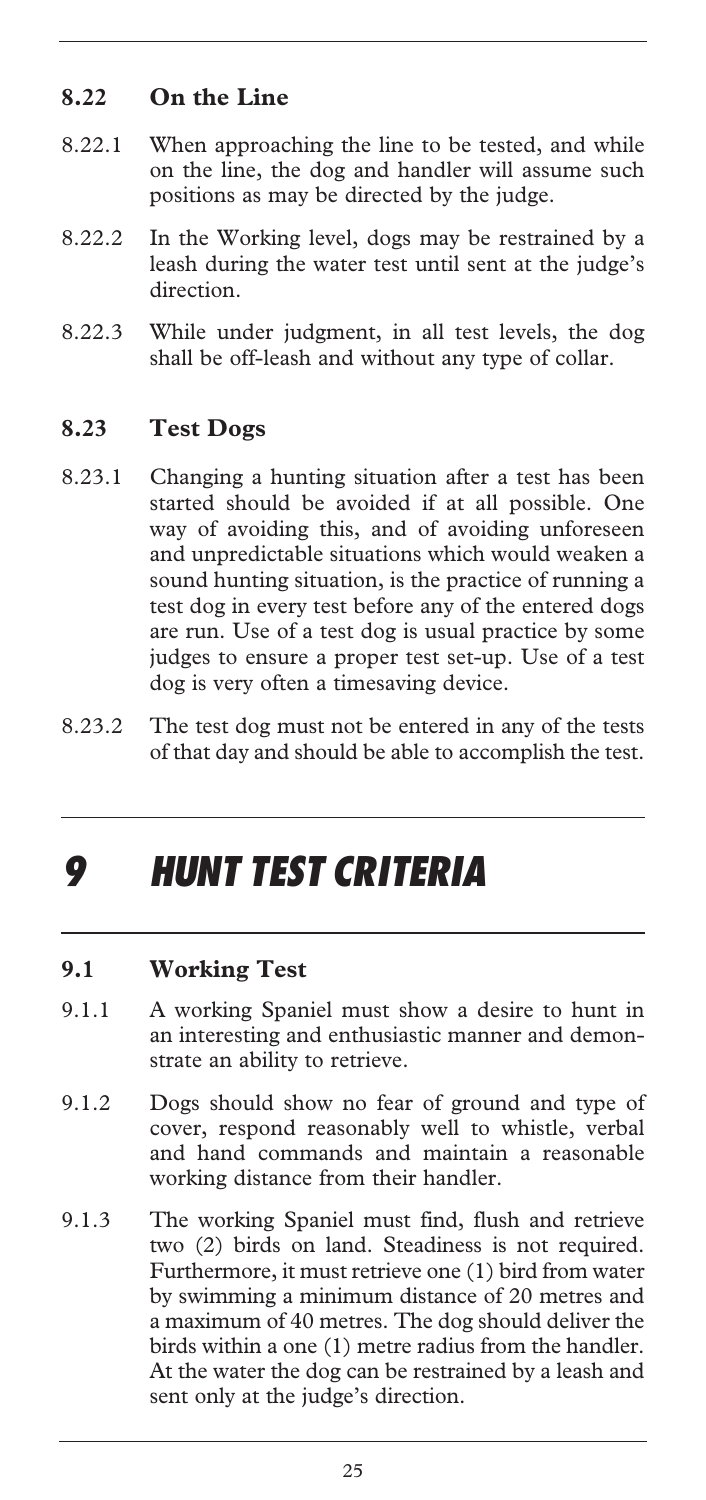### 8.22 On the Line

8.22.1 When approaching the line to be tested, and while on the line, the dog and handler will assume such positions as may be directed by the judge.

8.22.2 In the Working level, dogs may be restrained by a leash during the water test until sent at the judge's direction.

8.22.3 While under judgment, in all test levels, the dog shall be off-leash and without any type of collar.

### 8.23 Test Dogs

8.23.1 Changing a hunting situation after a test has been started should be avoided if at all possible. One way of avoiding this, and of avoiding unforeseen and unpredictable situations which would weaken a sound hunting situation, is the practice of running a test dog in every test before any of the entered dogs are run. Use of a test dog is usual practice by some judges to ensure a proper test set-up. Use of a test dog is very often a timesaving device.

8.23.2 The test dog must not be entered in any of the tests of that day and should be able to accomplish the test.

# *9 HUNT TEST CRITERIA*

### 9.1 Working Test

9.1.1 A working Spaniel must show a desire to hunt in an interesting and enthusiastic manner and demonstrate an ability to retrieve.

9.1.2 Dogs should show no fear of ground and type of cover, respond reasonably well to whistle, verbal and hand commands and maintain a reasonable working distance from their handler.

9.1.3 The working Spaniel must find, flush and retrieve two (2) birds on land. Steadiness is not required. Furthermore, it must retrieve one (1) bird from water by swimming a minimum distance of 20 metres and a maximum of 40 metres. The dog should deliver the birds within a one (1) metre radius from the handler. At the water the dog can be restrained by a leash and sent only at the judge's direction.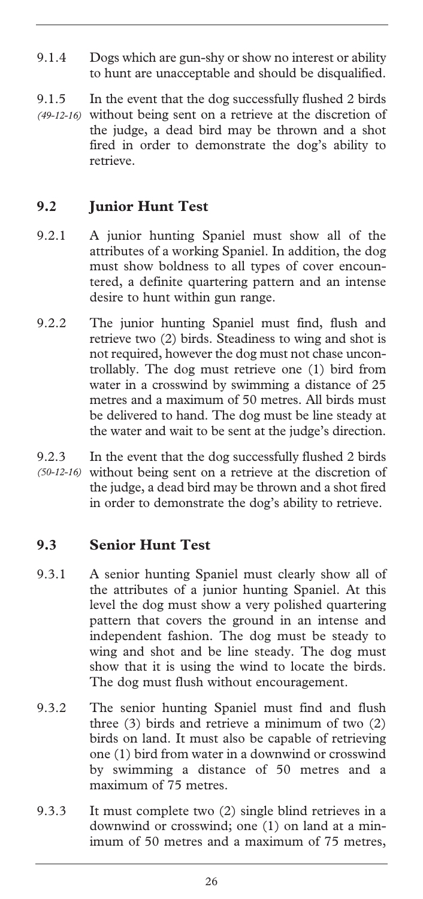9.1.4 Dogs which are gun-shy or show no interest or ability to hunt are unacceptable and should be disqualified.

9.1.5 *(49-12-16)* In the event that the dog successfully flushed 2 birds without being sent on a retrieve at the discretion of the judge, a dead bird may be thrown and a shot fired in order to demonstrate the dog's ability to retrieve.

## 9.2 Junior Hunt Test

9.2.1 A junior hunting Spaniel must show all of the attributes of a working Spaniel. In addition, the dog must show boldness to all types of cover encountered, a definite quartering pattern and an intense desire to hunt within gun range.

9.2.2 The junior hunting Spaniel must find, flush and retrieve two (2) birds. Steadiness to wing and shot is not required, however the dog must not chase uncontrollably. The dog must retrieve one (1) bird from water in a crosswind by swimming a distance of 25 metres and a maximum of 50 metres. All birds must be delivered to hand. The dog must be line steady at the water and wait to be sent at the judge's direction.

9.2.3 *(50-12-16)* In the event that the dog successfully flushed 2 birds without being sent on a retrieve at the discretion of the judge, a dead bird may be thrown and a shot fired in order to demonstrate the dog's ability to retrieve.

## 9.3 Senior Hunt Test

9.3.1 A senior hunting Spaniel must clearly show all of the attributes of a junior hunting Spaniel. At this level the dog must show a very polished quartering pattern that covers the ground in an intense and independent fashion. The dog must be steady to wing and shot and be line steady. The dog must show that it is using the wind to locate the birds. The dog must flush without encouragement.

9.3.2 The senior hunting Spaniel must find and flush three (3) birds and retrieve a minimum of two (2) birds on land. It must also be capable of retrieving one (1) bird from water in a downwind or crosswind by swimming a distance of 50 metres and a maximum of 75 metres.

9.3.3 It must complete two (2) single blind retrieves in a downwind or crosswind; one (1) on land at a minimum of 50 metres and a maximum of 75 metres,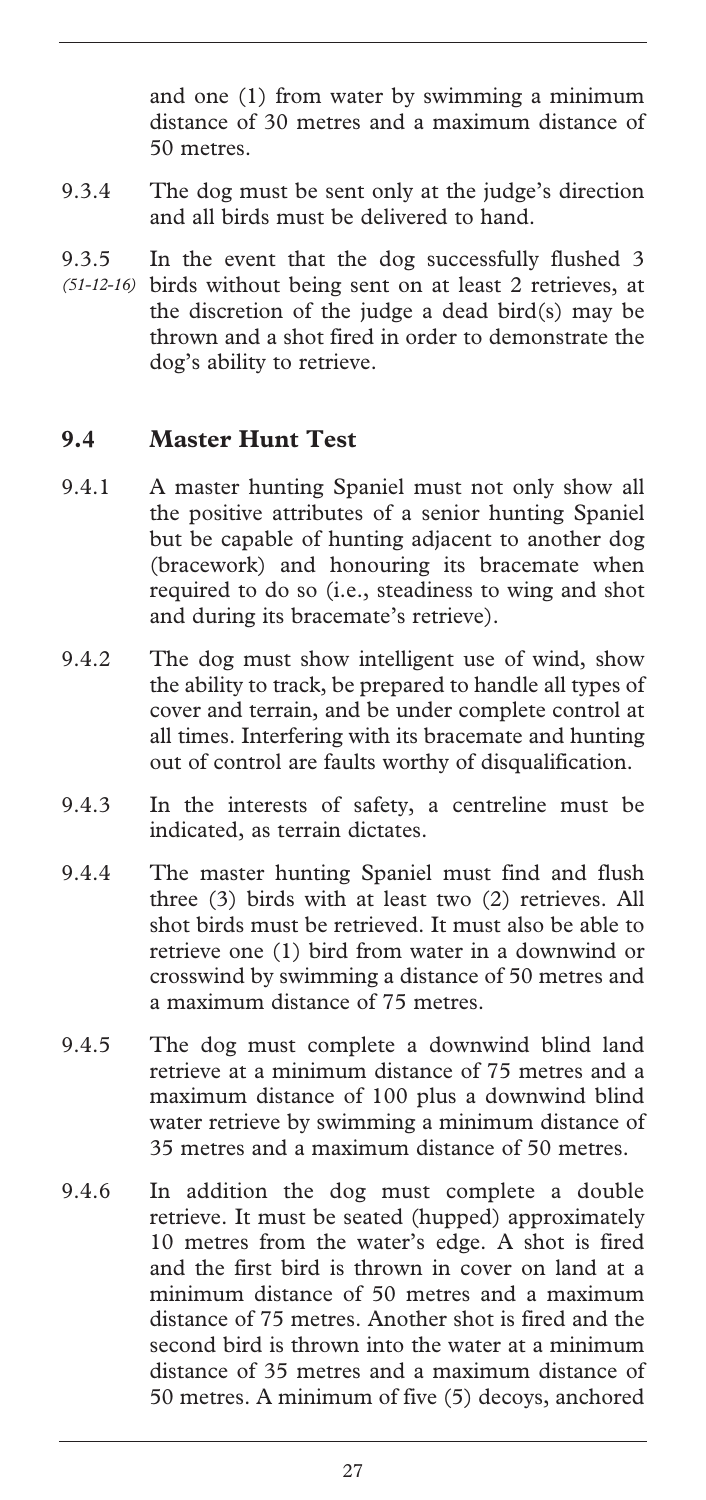and one (1) from water by swimming a minimum distance of 30 metres and a maximum distance of 50 metres.

9.3.4 The dog must be sent only at the judge's direction and all birds must be delivered to hand.

9.3.5 *(51-12-16)* In the event that the dog successfully flushed 3 birds without being sent on at least 2 retrieves, at the discretion of the judge a dead bird(s) may be thrown and a shot fired in order to demonstrate the dog's ability to retrieve.

## 9.4 Master Hunt Test

9.4.1 A master hunting Spaniel must not only show all the positive attributes of a senior hunting Spaniel but be capable of hunting adjacent to another dog (bracework) and honouring its bracemate when required to do so (i.e., steadiness to wing and shot and during its bracemate's retrieve).

9.4.2 The dog must show intelligent use of wind, show the ability to track, be prepared to handle all types of cover and terrain, and be under complete control at all times. Interfering with its bracemate and hunting out of control are faults worthy of disqualification.

9.4.3 In the interests of safety, a centreline must be indicated, as terrain dictates.

9.4.4 The master hunting Spaniel must find and flush three (3) birds with at least two (2) retrieves. All shot birds must be retrieved. It must also be able to retrieve one (1) bird from water in a downwind or crosswind by swimming a distance of 50 metres and a maximum distance of 75 metres.

9.4.5 The dog must complete a downwind blind land retrieve at a minimum distance of 75 metres and a maximum distance of 100 plus a downwind blind water retrieve by swimming a minimum distance of 35 metres and a maximum distance of 50 metres.

9.4.6 In addition the dog must complete a double retrieve. It must be seated (hupped) approximately 10 metres from the water's edge. A shot is fired and the first bird is thrown in cover on land at a minimum distance of 50 metres and a maximum distance of 75 metres. Another shot is fired and the second bird is thrown into the water at a minimum distance of 35 metres and a maximum distance of 50 metres. A minimum of five (5) decoys, anchored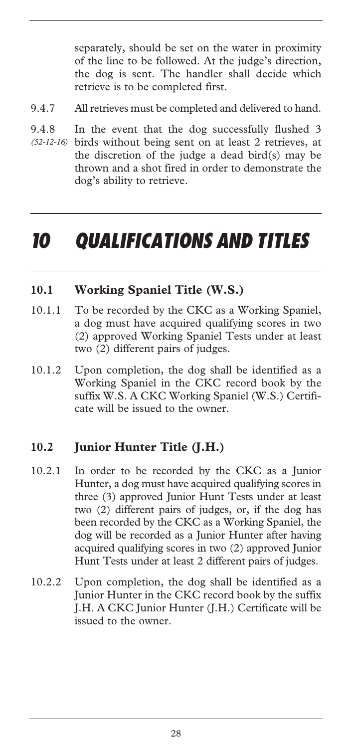separately, should be set on the water in proximity of the line to be followed. At the judge's direction, the dog is sent. The handler shall decide which retrieve is to be completed first.

9.4.7 All retrieves must be completed and delivered to hand.

9.4.8 *(52-12-16)* In the event that the dog successfully flushed 3 birds without being sent on at least 2 retrieves, at the discretion of the judge a dead bird(s) may be thrown and a shot fired in order to demonstrate the dog's ability to retrieve.

# *10 QUALIFICATIONS AND TITLES*

## 10.1 Working Spaniel Title (W.S.)

10.1.1 To be recorded by the CKC as a Working Spaniel, a dog must have acquired qualifying scores in two (2) approved Working Spaniel Tests under at least two (2) different pairs of judges.

10.1.2 Upon completion, the dog shall be identified as a Working Spaniel in the CKC record book by the suffix W.S. A CKC Working Spaniel (W.S.) Certificate will be issued to the owner.

## 10.2 Junior Hunter Title (J.H.)

10.2.1 In order to be recorded by the CKC as a Junior Hunter, a dog must have acquired qualifying scores in three (3) approved Junior Hunt Tests under at least two (2) different pairs of judges, or, if the dog has been recorded by the CKC as a Working Spaniel, the dog will be recorded as a Junior Hunter after having acquired qualifying scores in two (2) approved Junior Hunt Tests under at least 2 different pairs of judges.

10.2.2 Upon completion, the dog shall be identified as a Junior Hunter in the CKC record book by the suffix J.H. A CKC Junior Hunter (J.H.) Certificate will be issued to the owner.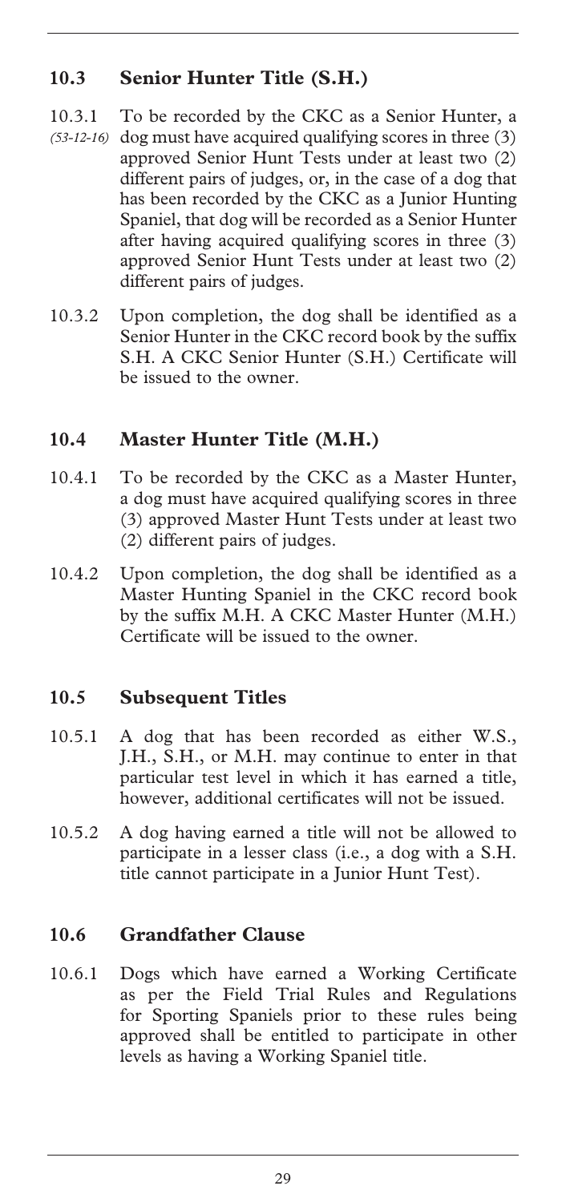## 10.3 Senior Hunter Title (S.H.)

10.3.1 *(53-12-16)* To be recorded by the CKC as a Senior Hunter, a dog must have acquired qualifying scores in three (3) approved Senior Hunt Tests under at least two (2) different pairs of judges, or, in the case of a dog that has been recorded by the CKC as a Junior Hunting Spaniel, that dog will be recorded as a Senior Hunter after having acquired qualifying scores in three (3) approved Senior Hunt Tests under at least two (2) different pairs of judges.

10.3.2 Upon completion, the dog shall be identified as a Senior Hunter in the CKC record book by the suffix S.H. A CKC Senior Hunter (S.H.) Certificate will be issued to the owner.

## 10.4 Master Hunter Title (M.H.)

10.4.1 To be recorded by the CKC as a Master Hunter, a dog must have acquired qualifying scores in three (3) approved Master Hunt Tests under at least two (2) different pairs of judges.

10.4.2 Upon completion, the dog shall be identified as a Master Hunting Spaniel in the CKC record book by the suffix M.H. A CKC Master Hunter (M.H.) Certificate will be issued to the owner.

## 10.5 Subsequent Titles

10.5.1 A dog that has been recorded as either W.S., J.H., S.H., or M.H. may continue to enter in that particular test level in which it has earned a title, however, additional certificates will not be issued.

10.5.2 A dog having earned a title will not be allowed to participate in a lesser class (i.e., a dog with a S.H. title cannot participate in a Junior Hunt Test).

## 10.6 Grandfather Clause

10.6.1 Dogs which have earned a Working Certificate as per the Field Trial Rules and Regulations for Sporting Spaniels prior to these rules being approved shall be entitled to participate in other levels as having a Working Spaniel title.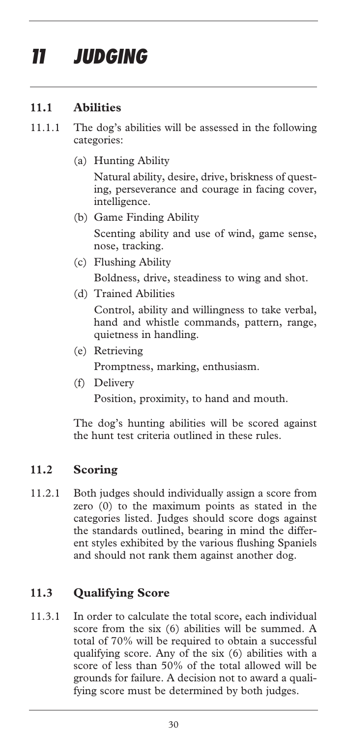# 11 JUDGING

## 11.1 Abilities

11.1.1 The dog's abilities will be assessed in the following categories:

(a) Hunting Ability

Natural ability, desire, drive, briskness of questing, perseverance and courage in facing cover, intelligence.

(b) Game Finding Ability

Scenting ability and use of wind, game sense, nose, tracking.

(c) Flushing Ability

Boldness, drive, steadiness to wing and shot.

(d) Trained Abilities

Control, ability and willingness to take verbal, hand and whistle commands, pattern, range, quietness in handling.

(e) Retrieving

Promptness, marking, enthusiasm.

(f) Delivery

Position, proximity, to hand and mouth.

The dog's hunting abilities will be scored against the hunt test criteria outlined in these rules.

## 11.2 Scoring

11.2.1 Both judges should individually assign a score from zero (0) to the maximum points as stated in the categories listed. Judges should score dogs against the standards outlined, bearing in mind the different styles exhibited by the various flushing Spaniels and should not rank them against another dog.

## 11.3 Qualifying Score

11.3.1 In order to calculate the total score, each individual score from the six (6) abilities will be summed. A total of 70% will be required to obtain a successful qualifying score. Any of the six (6) abilities with a score of less than 50% of the total allowed will be grounds for failure. A decision not to award a qualifying score must be determined by both judges.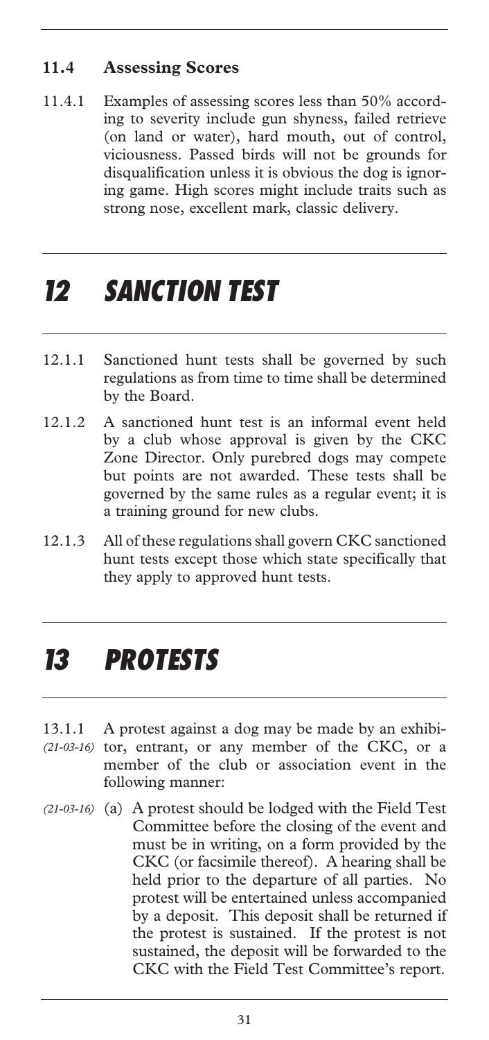### 11.4 Assessing Scores

11.4.1 Examples of assessing scores less than 50% according to severity include gun shyness, failed retrieve (on land or water), hard mouth, out of control, viciousness. Passed birds will not be grounds for disqualification unless it is obvious the dog is ignoring game. High scores might include traits such as strong nose, excellent mark, classic delivery.

## 12 SANCTION TEST

12.1.1 Sanctioned hunt tests shall be governed by such regulations as from time to time shall be determined by the Board.

12.1.2 A sanctioned hunt test is an informal event held by a club whose approval is given by the CKC Zone Director. Only purebred dogs may compete but points are not awarded. These tests shall be governed by the same rules as a regular event; it is a training ground for new clubs.

12.1.3 All of these regulations shall govern CKC sanctioned hunt tests except those which state specifically that they apply to approved hunt tests.

## 13 PROTESTS

13.1.1 *(21-03-16)* A protest against a dog may be made by an exhibitor, entrant, or any member of the CKC, or a member of the club or association event in the following manner:

*(21-03-16)* (a) A protest should be lodged with the Field Test Committee before the closing of the event and must be in writing, on a form provided by the CKC (or facsimile thereof). A hearing shall be held prior to the departure of all parties. No protest will be entertained unless accompanied by a deposit. This deposit shall be returned if the protest is sustained. If the protest is not sustained, the deposit will be forwarded to the CKC with the Field Test Committee's report.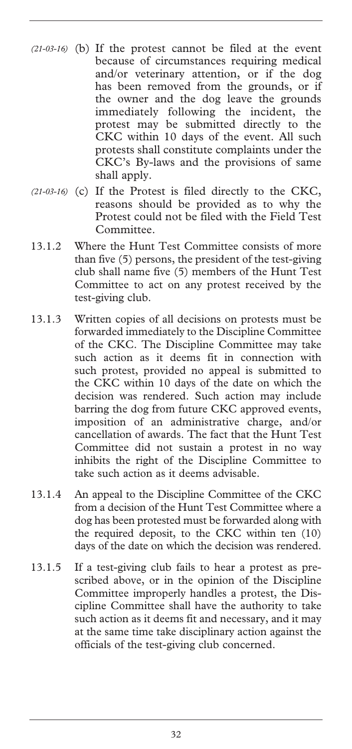*(21-03-16)* (b) If the protest cannot be filed at the event because of circumstances requiring medical and/or veterinary attention, or if the dog has been removed from the grounds, or if the owner and the dog leave the grounds immediately following the incident, the protest may be submitted directly to the CKC within 10 days of the event. All such protests shall constitute complaints under the CKC's By-laws and the provisions of same shall apply.

*(21-03-16)* (c) If the Protest is filed directly to the CKC, reasons should be provided as to why the Protest could not be filed with the Field Test Committee.

13.1.2 Where the Hunt Test Committee consists of more than five (5) persons, the president of the test-giving club shall name five (5) members of the Hunt Test Committee to act on any protest received by the test-giving club.

13.1.3 Written copies of all decisions on protests must be forwarded immediately to the Discipline Committee of the CKC. The Discipline Committee may take such action as it deems fit in connection with such protest, provided no appeal is submitted to the CKC within 10 days of the date on which the decision was rendered. Such action may include barring the dog from future CKC approved events, imposition of an administrative charge, and/or cancellation of awards. The fact that the Hunt Test Committee did not sustain a protest in no way inhibits the right of the Discipline Committee to take such action as it deems advisable.

13.1.4 An appeal to the Discipline Committee of the CKC from a decision of the Hunt Test Committee where a dog has been protested must be forwarded along with the required deposit, to the CKC within ten (10) days of the date on which the decision was rendered.

13.1.5 If a test-giving club fails to hear a protest as prescribed above, or in the opinion of the Discipline Committee improperly handles a protest, the Discipline Committee shall have the authority to take such action as it deems fit and necessary, and it may at the same time take disciplinary action against the officials of the test-giving club concerned.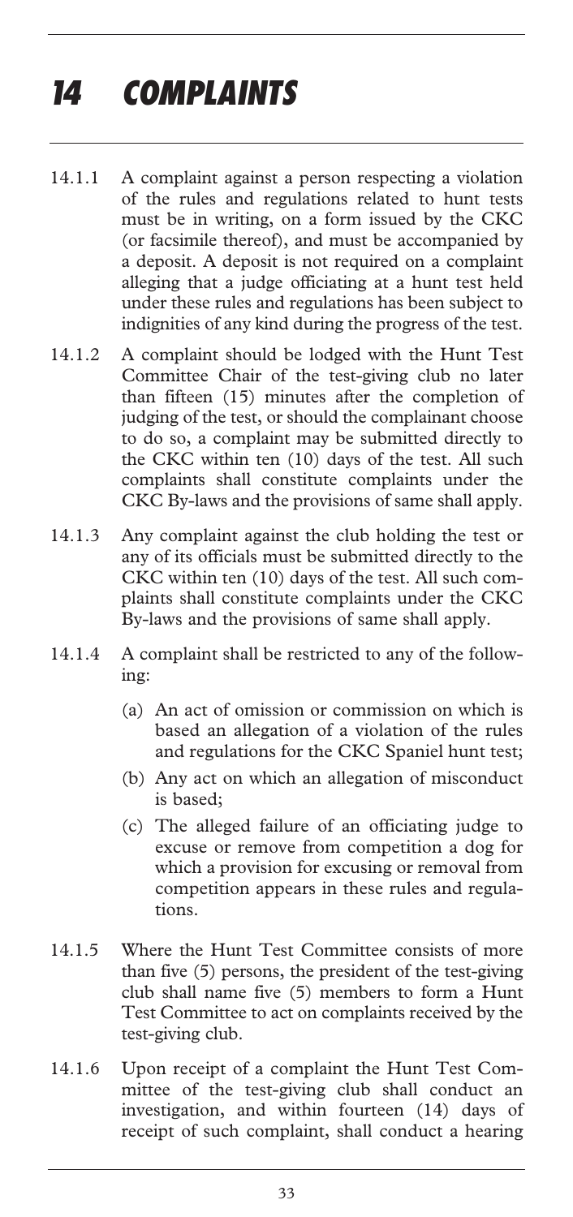# 14 COMPLAINTS

14.1.1 A complaint against a person respecting a violation of the rules and regulations related to hunt tests must be in writing, on a form issued by the CKC (or facsimile thereof), and must be accompanied by a deposit. A deposit is not required on a complaint alleging that a judge officiating at a hunt test held under these rules and regulations has been subject to indignities of any kind during the progress of the test.

14.1.2 A complaint should be lodged with the Hunt Test Committee Chair of the test-giving club no later than fifteen (15) minutes after the completion of judging of the test, or should the complainant choose to do so, a complaint may be submitted directly to the CKC within ten (10) days of the test. All such complaints shall constitute complaints under the CKC By-laws and the provisions of same shall apply.

14.1.3 Any complaint against the club holding the test or any of its officials must be submitted directly to the CKC within ten (10) days of the test. All such complaints shall constitute complaints under the CKC By-laws and the provisions of same shall apply.

14.1.4 A complaint shall be restricted to any of the following:

- (a) An act of omission or commission on which is based an allegation of a violation of the rules and regulations for the CKC Spaniel hunt test;
- (b) Any act on which an allegation of misconduct is based;
- (c) The alleged failure of an officiating judge to excuse or remove from competition a dog for which a provision for excusing or removal from competition appears in these rules and regulations.

14.1.5 Where the Hunt Test Committee consists of more than five (5) persons, the president of the test-giving club shall name five (5) members to form a Hunt Test Committee to act on complaints received by the test-giving club.

14.1.6 Upon receipt of a complaint the Hunt Test Committee of the test-giving club shall conduct an investigation, and within fourteen (14) days of receipt of such complaint, shall conduct a hearing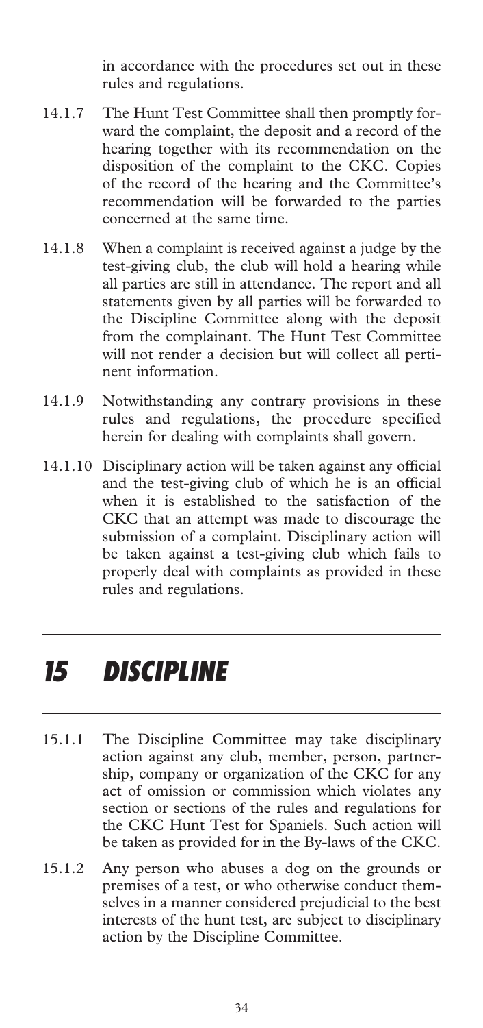in accordance with the procedures set out in these rules and regulations.

14.1.7 The Hunt Test Committee shall then promptly forward the complaint, the deposit and a record of the hearing together with its recommendation on the disposition of the complaint to the CKC. Copies of the record of the hearing and the Committee's recommendation will be forwarded to the parties concerned at the same time.

14.1.8 When a complaint is received against a judge by the test-giving club, the club will hold a hearing while all parties are still in attendance. The report and all statements given by all parties will be forwarded to the Discipline Committee along with the deposit from the complainant. The Hunt Test Committee will not render a decision but will collect all pertinent information.

14.1.9 Notwithstanding any contrary provisions in these rules and regulations, the procedure specified herein for dealing with complaints shall govern.

14.1.10 Disciplinary action will be taken against any official and the test-giving club of which he is an official when it is established to the satisfaction of the CKC that an attempt was made to discourage the submission of a complaint. Disciplinary action will be taken against a test-giving club which fails to properly deal with complaints as provided in these rules and regulations.

# *15 DISCIPLINE*

15.1.1 The Discipline Committee may take disciplinary action against any club, member, person, partnership, company or organization of the CKC for any act of omission or commission which violates any section or sections of the rules and regulations for the CKC Hunt Test for Spaniels. Such action will be taken as provided for in the By-laws of the CKC.

15.1.2 Any person who abuses a dog on the grounds or premises of a test, or who otherwise conduct themselves in a manner considered prejudicial to the best interests of the hunt test, are subject to disciplinary action by the Discipline Committee.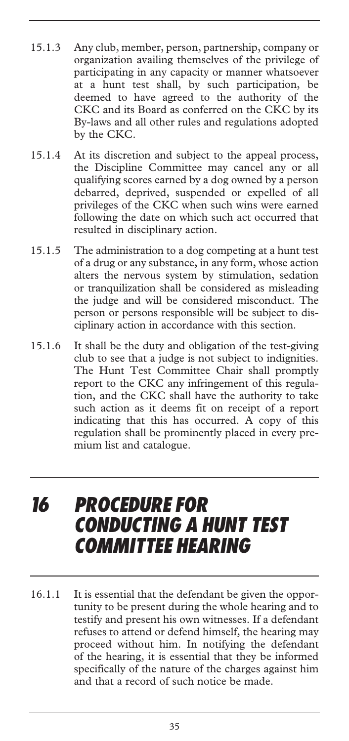15.1.3 Any club, member, person, partnership, company or organization availing themselves of the privilege of participating in any capacity or manner whatsoever at a hunt test shall, by such participation, be deemed to have agreed to the authority of the CKC and its Board as conferred on the CKC by its By-laws and all other rules and regulations adopted by the CKC.

15.1.4 At its discretion and subject to the appeal process, the Discipline Committee may cancel any or all qualifying scores earned by a dog owned by a person debarred, deprived, suspended or expelled of all privileges of the CKC when such wins were earned following the date on which such act occurred that resulted in disciplinary action.

15.1.5 The administration to a dog competing at a hunt test of a drug or any substance, in any form, whose action alters the nervous system by stimulation, sedation or tranquilization shall be considered as misleading the judge and will be considered misconduct. The person or persons responsible will be subject to disciplinary action in accordance with this section.

15.1.6 It shall be the duty and obligation of the test-giving club to see that a judge is not subject to indignities. The Hunt Test Committee Chair shall promptly report to the CKC any infringement of this regulation, and the CKC shall have the authority to take such action as it deems fit on receipt of a report indicating that this has occurred. A copy of this regulation shall be prominently placed in every premium list and catalogue.

# 16 PROCEDURE FOR CONDUCTING A HUNT TEST COMMITTEE HEARING

16.1.1 It is essential that the defendant be given the opportunity to be present during the whole hearing and to testify and present his own witnesses. If a defendant refuses to attend or defend himself, the hearing may proceed without him. In notifying the defendant of the hearing, it is essential that they be informed specifically of the nature of the charges against him and that a record of such notice be made.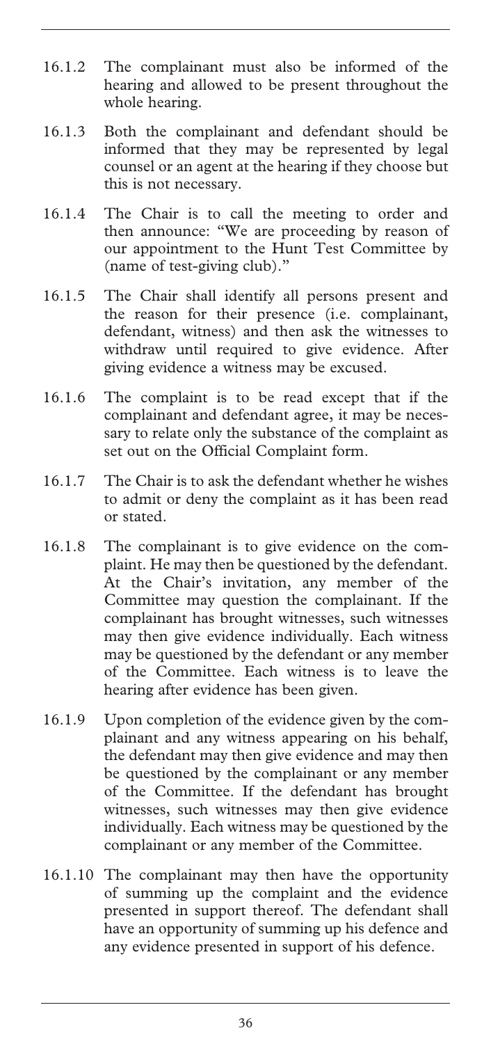16.1.2 The complainant must also be informed of the hearing and allowed to be present throughout the whole hearing.

16.1.3 Both the complainant and defendant should be informed that they may be represented by legal counsel or an agent at the hearing if they choose but this is not necessary.

16.1.4 The Chair is to call the meeting to order and then announce: "We are proceeding by reason of our appointment to the Hunt Test Committee by (name of test-giving club)."

16.1.5 The Chair shall identify all persons present and the reason for their presence (i.e. complainant, defendant, witness) and then ask the witnesses to withdraw until required to give evidence. After giving evidence a witness may be excused.

16.1.6 The complaint is to be read except that if the complainant and defendant agree, it may be necessary to relate only the substance of the complaint as set out on the Official Complaint form.

16.1.7 The Chair is to ask the defendant whether he wishes to admit or deny the complaint as it has been read or stated.

16.1.8 The complainant is to give evidence on the complaint. He may then be questioned by the defendant. At the Chair's invitation, any member of the Committee may question the complainant. If the complainant has brought witnesses, such witnesses may then give evidence individually. Each witness may be questioned by the defendant or any member of the Committee. Each witness is to leave the hearing after evidence has been given.

16.1.9 Upon completion of the evidence given by the complainant and any witness appearing on his behalf, the defendant may then give evidence and may then be questioned by the complainant or any member of the Committee. If the defendant has brought witnesses, such witnesses may then give evidence individually. Each witness may be questioned by the complainant or any member of the Committee.

16.1.10 The complainant may then have the opportunity of summing up the complaint and the evidence presented in support thereof. The defendant shall have an opportunity of summing up his defence and any evidence presented in support of his defence.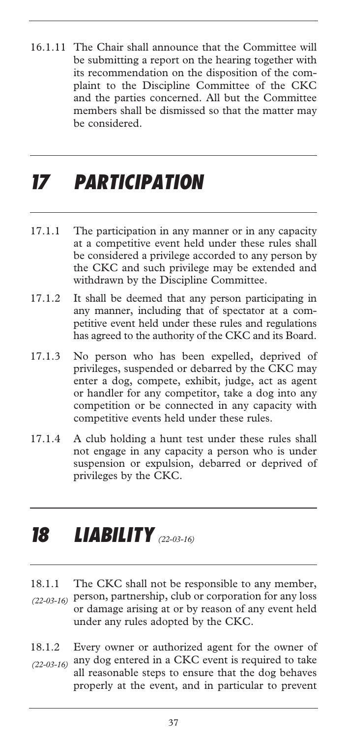16.1.11 The Chair shall announce that the Committee will be submitting a report on the hearing together with its recommendation on the disposition of the complaint to the Discipline Committee of the CKC and the parties concerned. All but the Committee members shall be dismissed so that the matter may be considered.

# *17 PARTICIPATION*

17.1.1 The participation in any manner or in any capacity at a competitive event held under these rules shall be considered a privilege accorded to any person by the CKC and such privilege may be extended and withdrawn by the Discipline Committee.

17.1.2 It shall be deemed that any person participating in any manner, including that of spectator at a competitive event held under these rules and regulations has agreed to the authority of the CKC and its Board.

17.1.3 No person who has been expelled, deprived of privileges, suspended or debarred by the CKC may enter a dog, compete, exhibit, judge, act as agent or handler for any competitor, take a dog into any competition or be connected in any capacity with competitive events held under these rules.

17.1.4 A club holding a hunt test under these rules shall not engage in any capacity a person who is under suspension or expulsion, debarred or deprived of privileges by the CKC.

# *18 LIABILITY* *(22-03-16)*

18.1.1 *(22-03-16)* The CKC shall not be responsible to any member, person, partnership, club or corporation for any loss or damage arising at or by reason of any event held under any rules adopted by the CKC.

18.1.2 *(22-03-16)* Every owner or authorized agent for the owner of any dog entered in a CKC event is required to take all reasonable steps to ensure that the dog behaves properly at the event, and in particular to prevent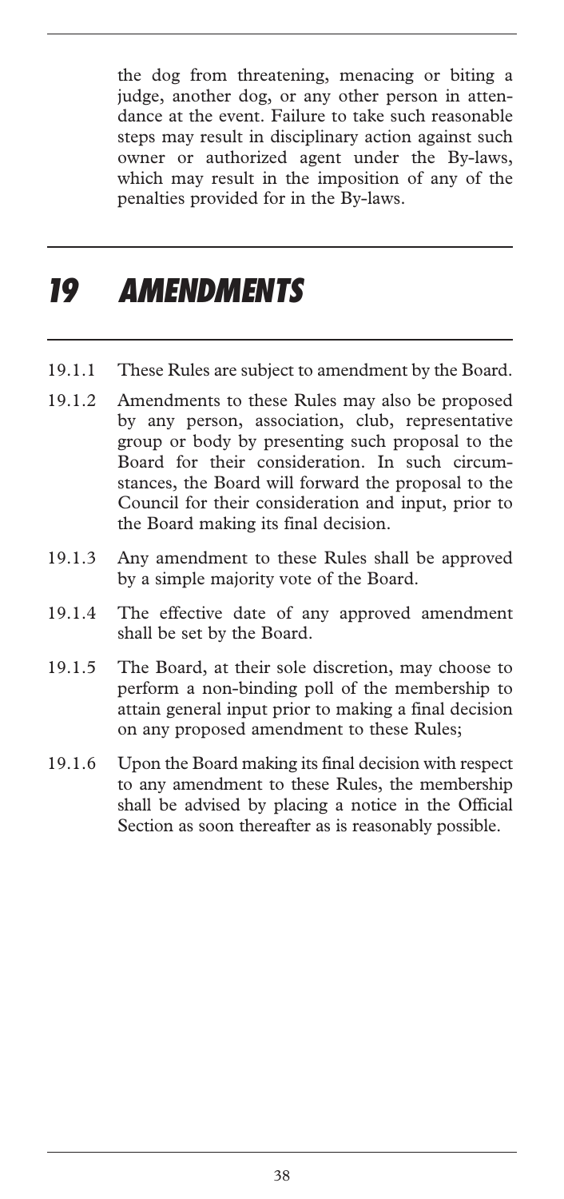the dog from threatening, menacing or biting a judge, another dog, or any other person in attendance at the event. Failure to take such reasonable steps may result in disciplinary action against such owner or authorized agent under the By-laws, which may result in the imposition of any of the penalties provided for in the By-laws.

# 19 AMENDMENTS

19.1.1 These Rules are subject to amendment by the Board.

19.1.2 Amendments to these Rules may also be proposed by any person, association, club, representative group or body by presenting such proposal to the Board for their consideration. In such circumstances, the Board will forward the proposal to the Council for their consideration and input, prior to the Board making its final decision.

19.1.3 Any amendment to these Rules shall be approved by a simple majority vote of the Board.

19.1.4 The effective date of any approved amendment shall be set by the Board.

19.1.5 The Board, at their sole discretion, may choose to perform a non-binding poll of the membership to attain general input prior to making a final decision on any proposed amendment to these Rules;

19.1.6 Upon the Board making its final decision with respect to any amendment to these Rules, the membership shall be advised by placing a notice in the Official Section as soon thereafter as is reasonably possible.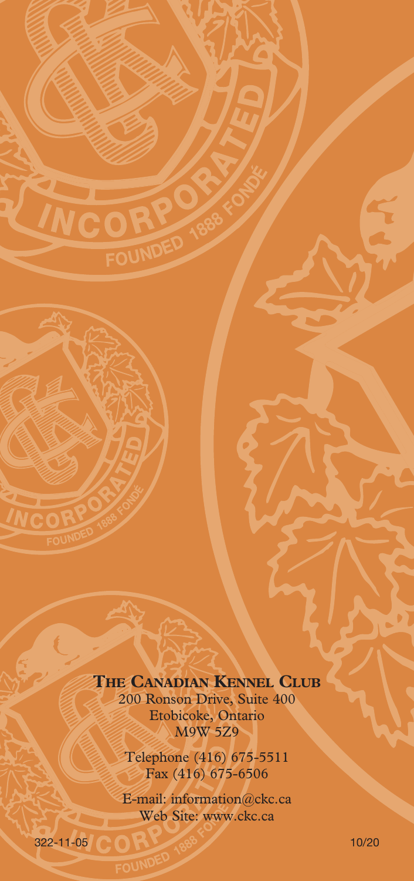**THE CANADIAN KENNEL CLUB**

200 Ronson Drive, Suite 400
Etobicoke, Ontario
M9W 5Z9

Telephone (416) 675-5511
Fax (416) 675-6506

E-mail: information@ckc.ca
Web Site: www.ckc.ca

322-11-05 10/20